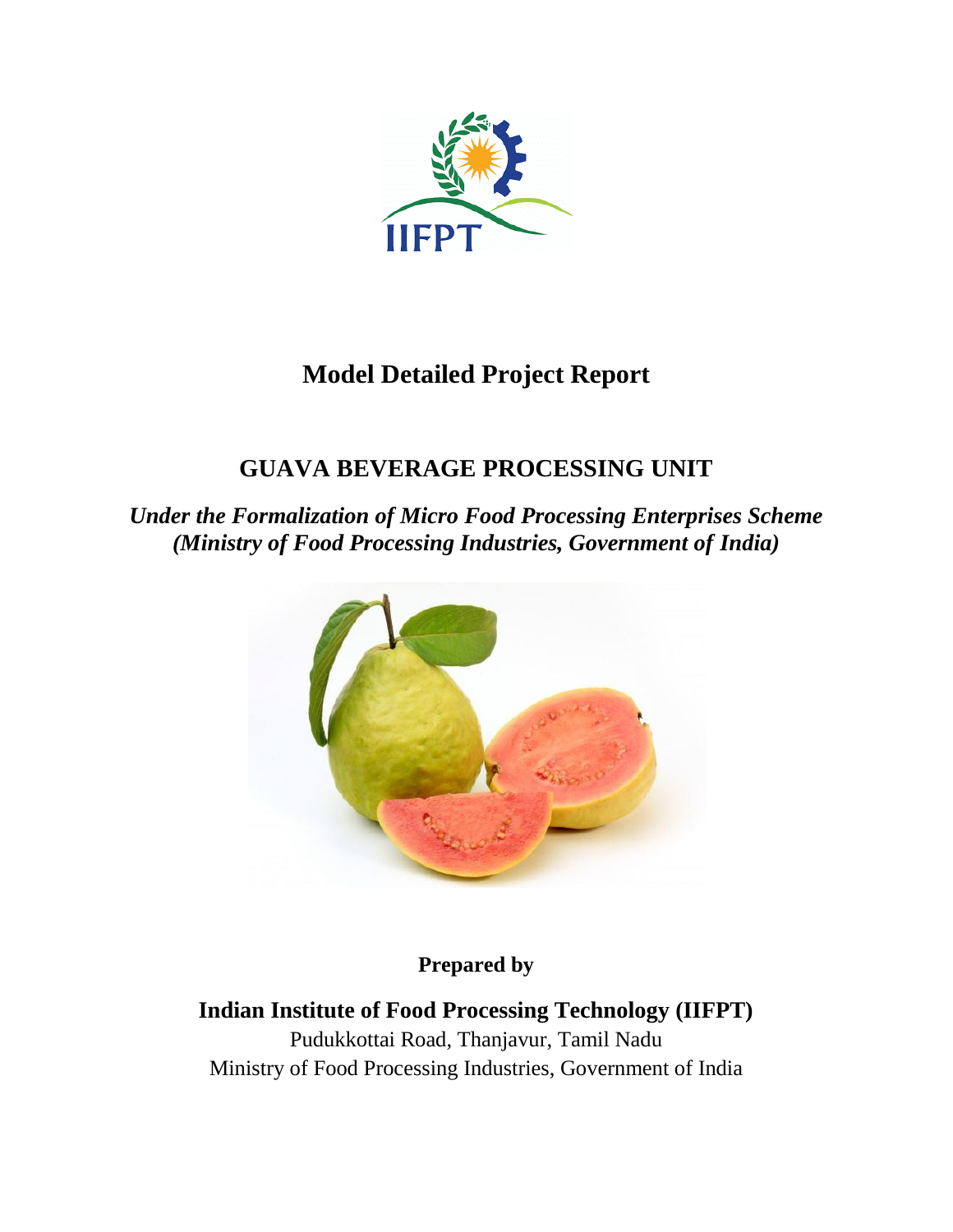IIFPT

# Model Detailed Project Report

## GUAVA BEVERAGE PROCESSING UNIT

***Under the Formalization of Micro Food Processing Enterprises Scheme (Ministry of Food Processing Industries, Government of India)***

**Prepared by**

**Indian Institute of Food Processing Technology (IIFPT)**

Pudukkottai Road, Thanjavur, Tamil Nadu

Ministry of Food Processing Industries, Government of India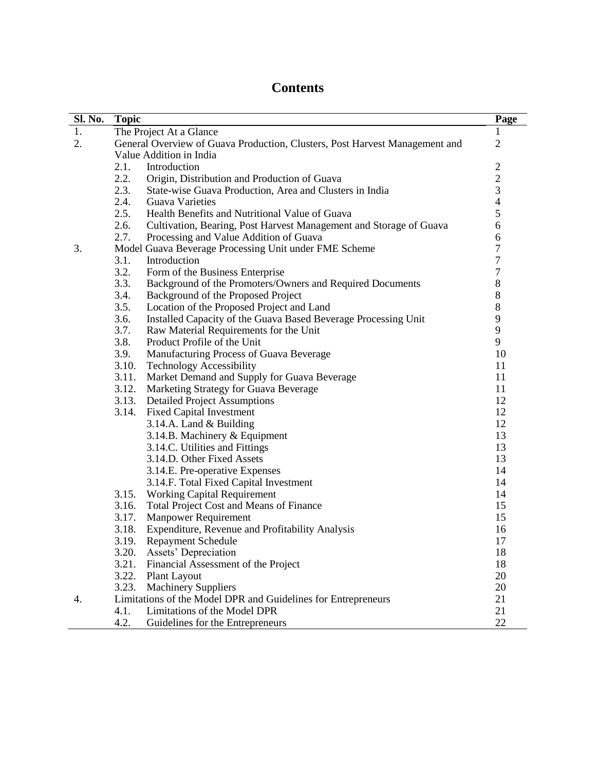# Contents

| Sl. No. | Topic | Page |
|---|---|---|
| 1. | The Project At a Glance | 1 |
| 2. | General Overview of Guava Production, Clusters, Post Harvest Management and Value Addition in India | 2 |
| | 2.1. Introduction | 2 |
| | 2.2. Origin, Distribution and Production of Guava | 2 |
| | 2.3. State-wise Guava Production, Area and Clusters in India | 3 |
| | 2.4. Guava Varieties | 4 |
| | 2.5. Health Benefits and Nutritional Value of Guava | 5 |
| | 2.6. Cultivation, Bearing, Post Harvest Management and Storage of Guava | 6 |
| | 2.7. Processing and Value Addition of Guava | 6 |
| 3. | Model Guava Beverage Processing Unit under FME Scheme | 7 |
| | 3.1. Introduction | 7 |
| | 3.2. Form of the Business Enterprise | 7 |
| | 3.3. Background of the Promoters/Owners and Required Documents | 8 |
| | 3.4. Background of the Proposed Project | 8 |
| | 3.5. Location of the Proposed Project and Land | 8 |
| | 3.6. Installed Capacity of the Guava Based Beverage Processing Unit | 9 |
| | 3.7. Raw Material Requirements for the Unit | 9 |
| | 3.8. Product Profile of the Unit | 9 |
| | 3.9. Manufacturing Process of Guava Beverage | 10 |
| | 3.10. Technology Accessibility | 11 |
| | 3.11. Market Demand and Supply for Guava Beverage | 11 |
| | 3.12. Marketing Strategy for Guava Beverage | 11 |
| | 3.13. Detailed Project Assumptions | 12 |
| | 3.14. Fixed Capital Investment | 12 |
| | 3.14.A. Land & Building | 12 |
| | 3.14.B. Machinery & Equipment | 13 |
| | 3.14.C. Utilities and Fittings | 13 |
| | 3.14.D. Other Fixed Assets | 13 |
| | 3.14.E. Pre-operative Expenses | 14 |
| | 3.14.F. Total Fixed Capital Investment | 14 |
| | 3.15. Working Capital Requirement | 14 |
| | 3.16. Total Project Cost and Means of Finance | 15 |
| | 3.17. Manpower Requirement | 15 |
| | 3.18. Expenditure, Revenue and Profitability Analysis | 16 |
| | 3.19. Repayment Schedule | 17 |
| | 3.20. Assets' Depreciation | 18 |
| | 3.21. Financial Assessment of the Project | 18 |
| | 3.22. Plant Layout | 20 |
| | 3.23. Machinery Suppliers | 20 |
| 4. | Limitations of the Model DPR and Guidelines for Entrepreneurs | 21 |
| | 4.1. Limitations of the Model DPR | 21 |
| | 4.2. Guidelines for the Entrepreneurs | 22 |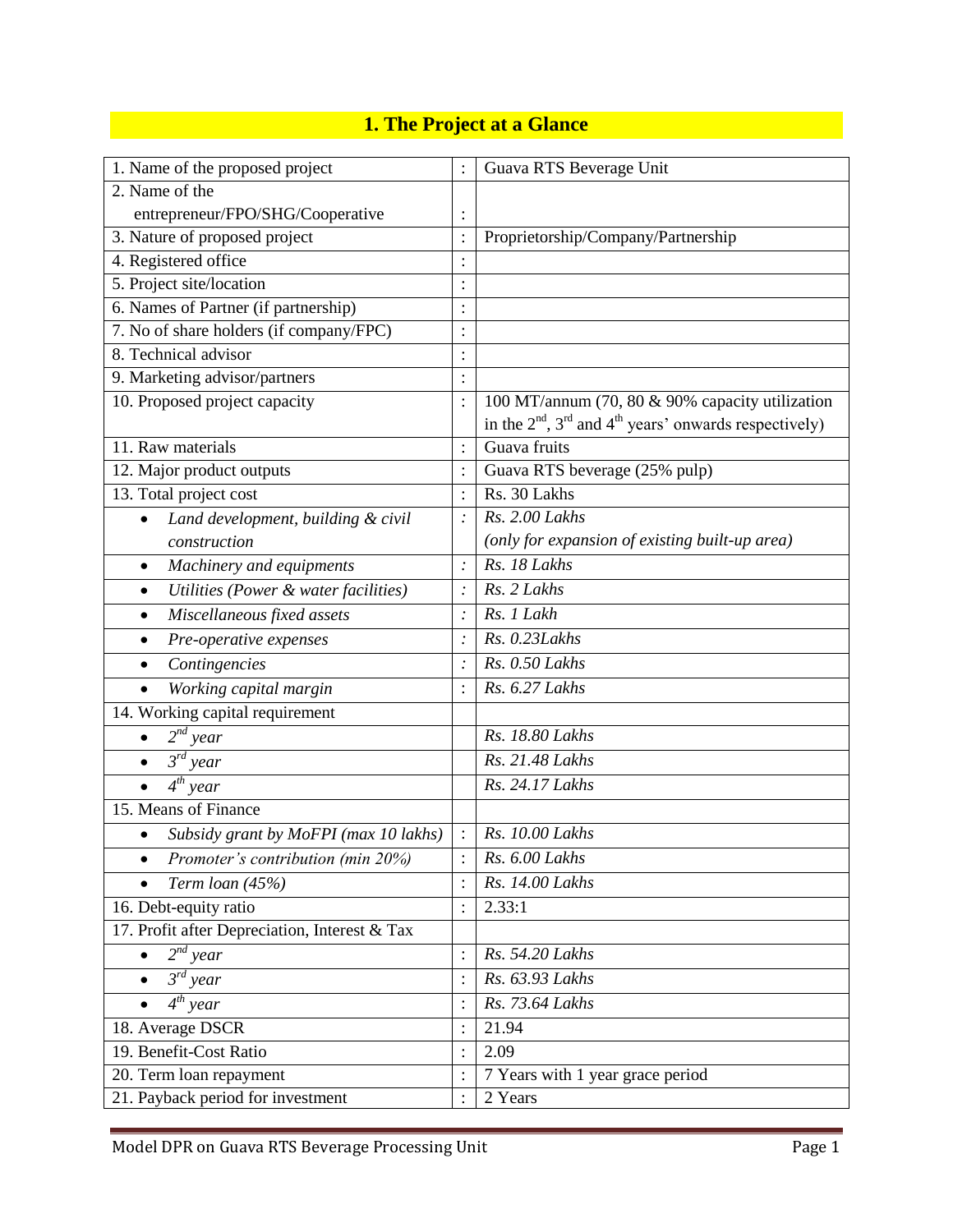# 1. The Project at a Glance

| | | |
|---|---|---|
| 1. Name of the proposed project | : | Guava RTS Beverage Unit |
| 2. Name of the entrepreneur/FPO/SHG/Cooperative | : | |
| 3. Nature of proposed project | : | Proprietorship/Company/Partnership |
| 4. Registered office | : | |
| 5. Project site/location | : | |
| 6. Names of Partner (if partnership) | : | |
| 7. No of share holders (if company/FPC) | : | |
| 8. Technical advisor | : | |
| 9. Marketing advisor/partners | : | |
| 10. Proposed project capacity | : | 100 MT/annum (70, 80 & 90% capacity utilization in the 2nd, 3rd and 4th years' onwards respectively) |
| 11. Raw materials | : | Guava fruits |
| 12. Major product outputs | : | Guava RTS beverage (25% pulp) |
| 13. Total project cost | : | Rs. 30 Lakhs |
| • *Land development, building & civil construction* | *:* | *Rs. 2.00 Lakhs (only for expansion of existing built-up area)* |
| • *Machinery and equipments* | *:* | *Rs. 18 Lakhs* |
| • *Utilities (Power & water facilities)* | *:* | *Rs. 2 Lakhs* |
| • *Miscellaneous fixed assets* | *:* | *Rs. 1 Lakh* |
| • *Pre-operative expenses* | *:* | *Rs. 0.23Lakhs* |
| • *Contingencies* | *:* | *Rs. 0.50 Lakhs* |
| • *Working capital margin* | *:* | *Rs. 6.27 Lakhs* |
| 14. Working capital requirement | | |
| • *2nd year* | | *Rs. 18.80 Lakhs* |
| • *3rd year* | | *Rs. 21.48 Lakhs* |
| • *4th year* | | *Rs. 24.17 Lakhs* |
| 15. Means of Finance | | |
| • *Subsidy grant by MoFPI (max 10 lakhs)* | : | *Rs. 10.00 Lakhs* |
| • *Promoter's contribution (min 20%)* | : | *Rs. 6.00 Lakhs* |
| • *Term loan (45%)* | : | *Rs. 14.00 Lakhs* |
| 16. Debt-equity ratio | : | 2.33:1 |
| 17. Profit after Depreciation, Interest & Tax | | |
| • *2nd year* | : | *Rs. 54.20 Lakhs* |
| • *3rd year* | : | *Rs. 63.93 Lakhs* |
| • *4th year* | : | *Rs. 73.64 Lakhs* |
| 18. Average DSCR | : | 21.94 |
| 19. Benefit-Cost Ratio | : | 2.09 |
| 20. Term loan repayment | : | 7 Years with 1 year grace period |
| 21. Payback period for investment | : | 2 Years |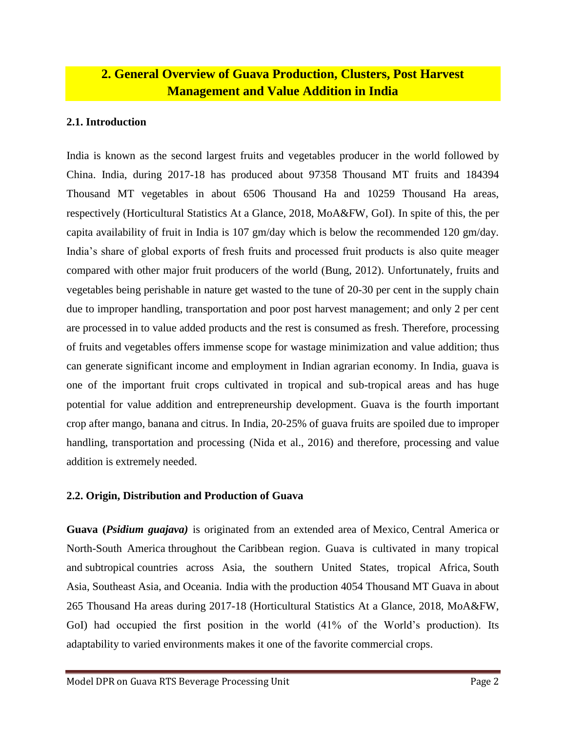## 2. General Overview of Guava Production, Clusters, Post Harvest Management and Value Addition in India

### 2.1. Introduction

India is known as the second largest fruits and vegetables producer in the world followed by China. India, during 2017-18 has produced about 97358 Thousand MT fruits and 184394 Thousand MT vegetables in about 6506 Thousand Ha and 10259 Thousand Ha areas, respectively (Horticultural Statistics At a Glance, 2018, MoA&FW, GoI). In spite of this, the per capita availability of fruit in India is 107 gm/day which is below the recommended 120 gm/day. India's share of global exports of fresh fruits and processed fruit products is also quite meager compared with other major fruit producers of the world (Bung, 2012). Unfortunately, fruits and vegetables being perishable in nature get wasted to the tune of 20-30 per cent in the supply chain due to improper handling, transportation and poor post harvest management; and only 2 per cent are processed in to value added products and the rest is consumed as fresh. Therefore, processing of fruits and vegetables offers immense scope for wastage minimization and value addition; thus can generate significant income and employment in Indian agrarian economy. In India, guava is one of the important fruit crops cultivated in tropical and sub-tropical areas and has huge potential for value addition and entrepreneurship development. Guava is the fourth important crop after mango, banana and citrus. In India, 20-25% of guava fruits are spoiled due to improper handling, transportation and processing (Nida et al., 2016) and therefore, processing and value addition is extremely needed.

### 2.2. Origin, Distribution and Production of Guava

**Guava (*Psidium guajava*)** is originated from an extended area of Mexico, Central America or North-South America throughout the Caribbean region. Guava is cultivated in many tropical and subtropical countries across Asia, the southern United States, tropical Africa, South Asia, Southeast Asia, and Oceania. India with the production 4054 Thousand MT Guava in about 265 Thousand Ha areas during 2017-18 (Horticultural Statistics At a Glance, 2018, MoA&FW, GoI) had occupied the first position in the world (41% of the World's production). Its adaptability to varied environments makes it one of the favorite commercial crops.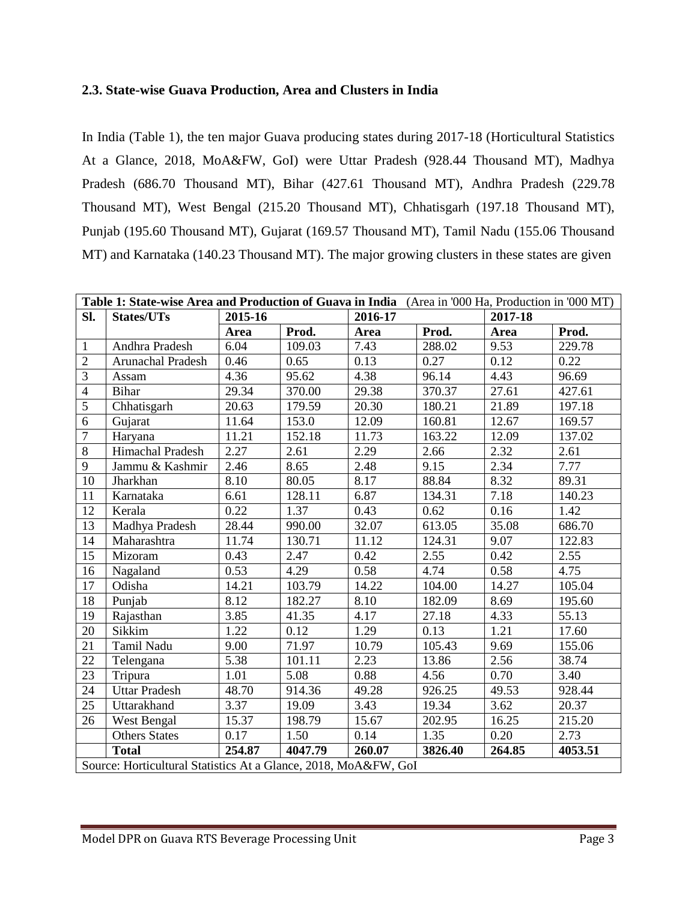### 2.3. State-wise Guava Production, Area and Clusters in India

In India (Table 1), the ten major Guava producing states during 2017-18 (Horticultural Statistics At a Glance, 2018, MoA&FW, GoI) were Uttar Pradesh (928.44 Thousand MT), Madhya Pradesh (686.70 Thousand MT), Bihar (427.61 Thousand MT), Andhra Pradesh (229.78 Thousand MT), West Bengal (215.20 Thousand MT), Chhatisgarh (197.18 Thousand MT), Punjab (195.60 Thousand MT), Gujarat (169.57 Thousand MT), Tamil Nadu (155.06 Thousand MT) and Karnataka (140.23 Thousand MT). The major growing clusters in these states are given

**Table 1: State-wise Area and Production of Guava in India** (Area in '000 Ha, Production in '000 MT)

| Sl. | States/UTs | 2015-16 | | 2016-17 | | 2017-18 | |
|---|---|---|---|---|---|---|---|
| | | **Area** | **Prod.** | **Area** | **Prod.** | **Area** | **Prod.** |
| 1 | Andhra Pradesh | 6.04 | 109.03 | 7.43 | 288.02 | 9.53 | 229.78 |
| 2 | Arunachal Pradesh | 0.46 | 0.65 | 0.13 | 0.27 | 0.12 | 0.22 |
| 3 | Assam | 4.36 | 95.62 | 4.38 | 96.14 | 4.43 | 96.69 |
| 4 | Bihar | 29.34 | 370.00 | 29.38 | 370.37 | 27.61 | 427.61 |
| 5 | Chhatisgarh | 20.63 | 179.59 | 20.30 | 180.21 | 21.89 | 197.18 |
| 6 | Gujarat | 11.64 | 153.0 | 12.09 | 160.81 | 12.67 | 169.57 |
| 7 | Haryana | 11.21 | 152.18 | 11.73 | 163.22 | 12.09 | 137.02 |
| 8 | Himachal Pradesh | 2.27 | 2.61 | 2.29 | 2.66 | 2.32 | 2.61 |
| 9 | Jammu & Kashmir | 2.46 | 8.65 | 2.48 | 9.15 | 2.34 | 7.77 |
| 10 | Jharkhan | 8.10 | 80.05 | 8.17 | 88.84 | 8.32 | 89.31 |
| 11 | Karnataka | 6.61 | 128.11 | 6.87 | 134.31 | 7.18 | 140.23 |
| 12 | Kerala | 0.22 | 1.37 | 0.43 | 0.62 | 0.16 | 1.42 |
| 13 | Madhya Pradesh | 28.44 | 990.00 | 32.07 | 613.05 | 35.08 | 686.70 |
| 14 | Maharashtra | 11.74 | 130.71 | 11.12 | 124.31 | 9.07 | 122.83 |
| 15 | Mizoram | 0.43 | 2.47 | 0.42 | 2.55 | 0.42 | 2.55 |
| 16 | Nagaland | 0.53 | 4.29 | 0.58 | 4.74 | 0.58 | 4.75 |
| 17 | Odisha | 14.21 | 103.79 | 14.22 | 104.00 | 14.27 | 105.04 |
| 18 | Punjab | 8.12 | 182.27 | 8.10 | 182.09 | 8.69 | 195.60 |
| 19 | Rajasthan | 3.85 | 41.35 | 4.17 | 27.18 | 4.33 | 55.13 |
| 20 | Sikkim | 1.22 | 0.12 | 1.29 | 0.13 | 1.21 | 17.60 |
| 21 | Tamil Nadu | 9.00 | 71.97 | 10.79 | 105.43 | 9.69 | 155.06 |
| 22 | Telengana | 5.38 | 101.11 | 2.23 | 13.86 | 2.56 | 38.74 |
| 23 | Tripura | 1.01 | 5.08 | 0.88 | 4.56 | 0.70 | 3.40 |
| 24 | Uttar Pradesh | 48.70 | 914.36 | 49.28 | 926.25 | 49.53 | 928.44 |
| 25 | Uttarakhand | 3.37 | 19.09 | 3.43 | 19.34 | 3.62 | 20.37 |
| 26 | West Bengal | 15.37 | 198.79 | 15.67 | 202.95 | 16.25 | 215.20 |
| | Others States | 0.17 | 1.50 | 0.14 | 1.35 | 0.20 | 2.73 |
| | **Total** | **254.87** | **4047.79** | **260.07** | **3826.40** | **264.85** | **4053.51** |

Source: Horticultural Statistics At a Glance, 2018, MoA&FW, GoI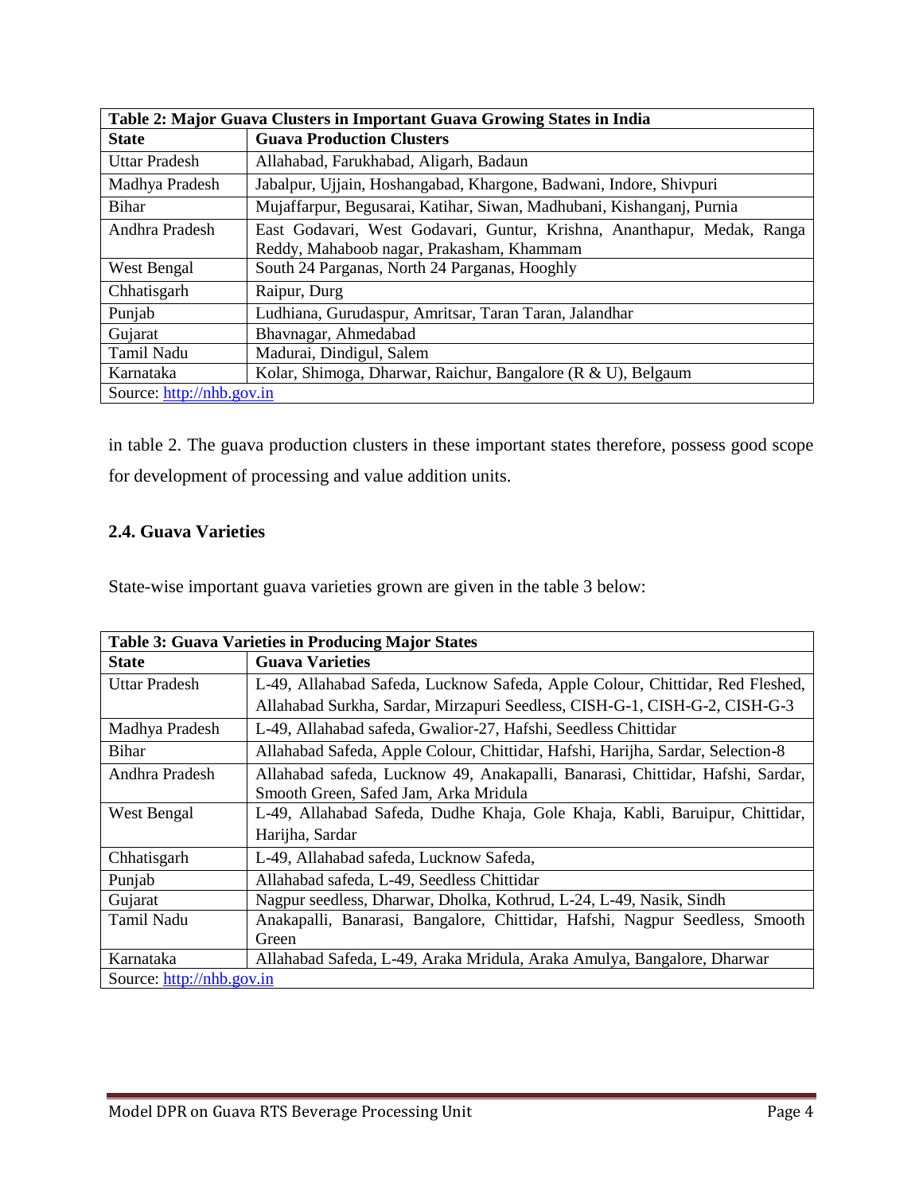| Table 2: Major Guava Clusters in Important Guava Growing States in India | |
|---|---|
| **State** | **Guava Production Clusters** |
| Uttar Pradesh | Allahabad, Farukhabad, Aligarh, Badaun |
| Madhya Pradesh | Jabalpur, Ujjain, Hoshangabad, Khargone, Badwani, Indore, Shivpuri |
| Bihar | Mujaffarpur, Begusarai, Katihar, Siwan, Madhubani, Kishanganj, Purnia |
| Andhra Pradesh | East Godavari, West Godavari, Guntur, Krishna, Ananthapur, Medak, Ranga Reddy, Mahaboob nagar, Prakasham, Khammam |
| West Bengal | South 24 Parganas, North 24 Parganas, Hooghly |
| Chhatisgarh | Raipur, Durg |
| Punjab | Ludhiana, Gurudaspur, Amritsar, Taran Taran, Jalandhar |
| Gujarat | Bhavnagar, Ahmedabad |
| Tamil Nadu | Madurai, Dindigul, Salem |
| Karnataka | Kolar, Shimoga, Dharwar, Raichur, Bangalore (R & U), Belgaum |
| Source: http://nhb.gov.in | |

in table 2. The guava production clusters in these important states therefore, possess good scope for development of processing and value addition units.

### 2.4. Guava Varieties

State-wise important guava varieties grown are given in the table 3 below:

| Table 3: Guava Varieties in Producing Major States | |
|---|---|
| **State** | **Guava Varieties** |
| Uttar Pradesh | L-49, Allahabad Safeda, Lucknow Safeda, Apple Colour, Chittidar, Red Fleshed, Allahabad Surkha, Sardar, Mirzapuri Seedless, CISH-G-1, CISH-G-2, CISH-G-3 |
| Madhya Pradesh | L-49, Allahabad safeda, Gwalior-27, Hafshi, Seedless Chittidar |
| Bihar | Allahabad Safeda, Apple Colour, Chittidar, Hafshi, Harijha, Sardar, Selection-8 |
| Andhra Pradesh | Allahabad safeda, Lucknow 49, Anakapalli, Banarasi, Chittidar, Hafshi, Sardar, Smooth Green, Safed Jam, Arka Mridula |
| West Bengal | L-49, Allahabad Safeda, Dudhe Khaja, Gole Khaja, Kabli, Baruipur, Chittidar, Harijha, Sardar |
| Chhatisgarh | L-49, Allahabad safeda, Lucknow Safeda, |
| Punjab | Allahabad safeda, L-49, Seedless Chittidar |
| Gujarat | Nagpur seedless, Dharwar, Dholka, Kothrud, L-24, L-49, Nasik, Sindh |
| Tamil Nadu | Anakapalli, Banarasi, Bangalore, Chittidar, Hafshi, Nagpur Seedless, Smooth Green |
| Karnataka | Allahabad Safeda, L-49, Araka Mridula, Araka Amulya, Bangalore, Dharwar |
| Source: http://nhb.gov.in | |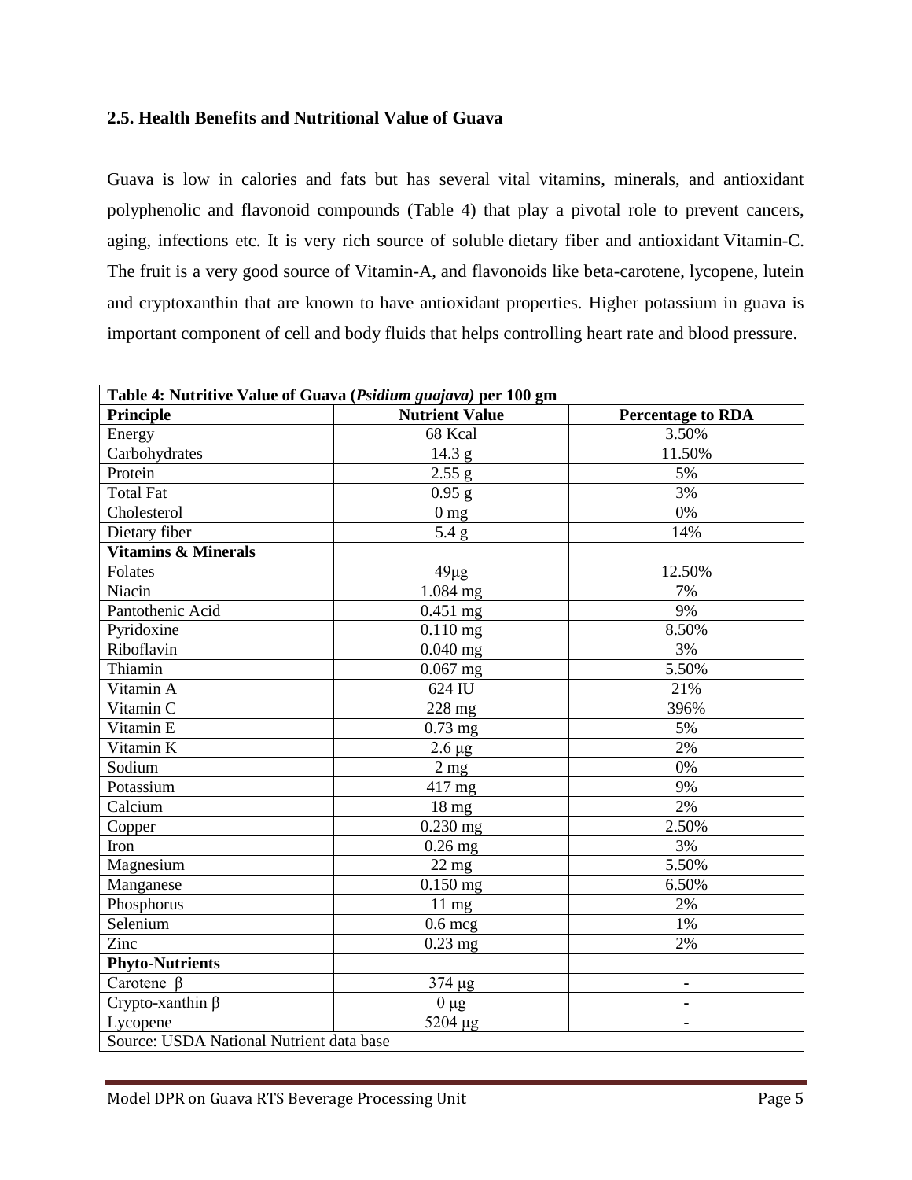### 2.5. Health Benefits and Nutritional Value of Guava

Guava is low in calories and fats but has several vital vitamins, minerals, and antioxidant polyphenolic and flavonoid compounds (Table 4) that play a pivotal role to prevent cancers, aging, infections etc. It is very rich source of soluble dietary fiber and antioxidant Vitamin-C. The fruit is a very good source of Vitamin-A, and flavonoids like beta-carotene, lycopene, lutein and cryptoxanthin that are known to have antioxidant properties. Higher potassium in guava is important component of cell and body fluids that helps controlling heart rate and blood pressure.

**Table 4: Nutritive Value of Guava (*Psidium guajava*) per 100 gm**

| Principle | Nutrient Value | Percentage to RDA |
|---|---|---|
| Energy | 68 Kcal | 3.50% |
| Carbohydrates | 14.3 g | 11.50% |
| Protein | 2.55 g | 5% |
| Total Fat | 0.95 g | 3% |
| Cholesterol | 0 mg | 0% |
| Dietary fiber | 5.4 g | 14% |
| **Vitamins & Minerals** | | |
| Folates | 49µg | 12.50% |
| Niacin | 1.084 mg | 7% |
| Pantothenic Acid | 0.451 mg | 9% |
| Pyridoxine | 0.110 mg | 8.50% |
| Riboflavin | 0.040 mg | 3% |
| Thiamin | 0.067 mg | 5.50% |
| Vitamin A | 624 IU | 21% |
| Vitamin C | 228 mg | 396% |
| Vitamin E | 0.73 mg | 5% |
| Vitamin K | 2.6 µg | 2% |
| Sodium | 2 mg | 0% |
| Potassium | 417 mg | 9% |
| Calcium | 18 mg | 2% |
| Copper | 0.230 mg | 2.50% |
| Iron | 0.26 mg | 3% |
| Magnesium | 22 mg | 5.50% |
| Manganese | 0.150 mg | 6.50% |
| Phosphorus | 11 mg | 2% |
| Selenium | 0.6 mcg | 1% |
| Zinc | 0.23 mg | 2% |
| **Phyto-Nutrients** | | |
| Carotene $\beta$ | 374 µg | - |
| Crypto-xanthin $\beta$ | 0 µg | - |
| Lycopene | 5204 µg | - |

Source: USDA National Nutrient data base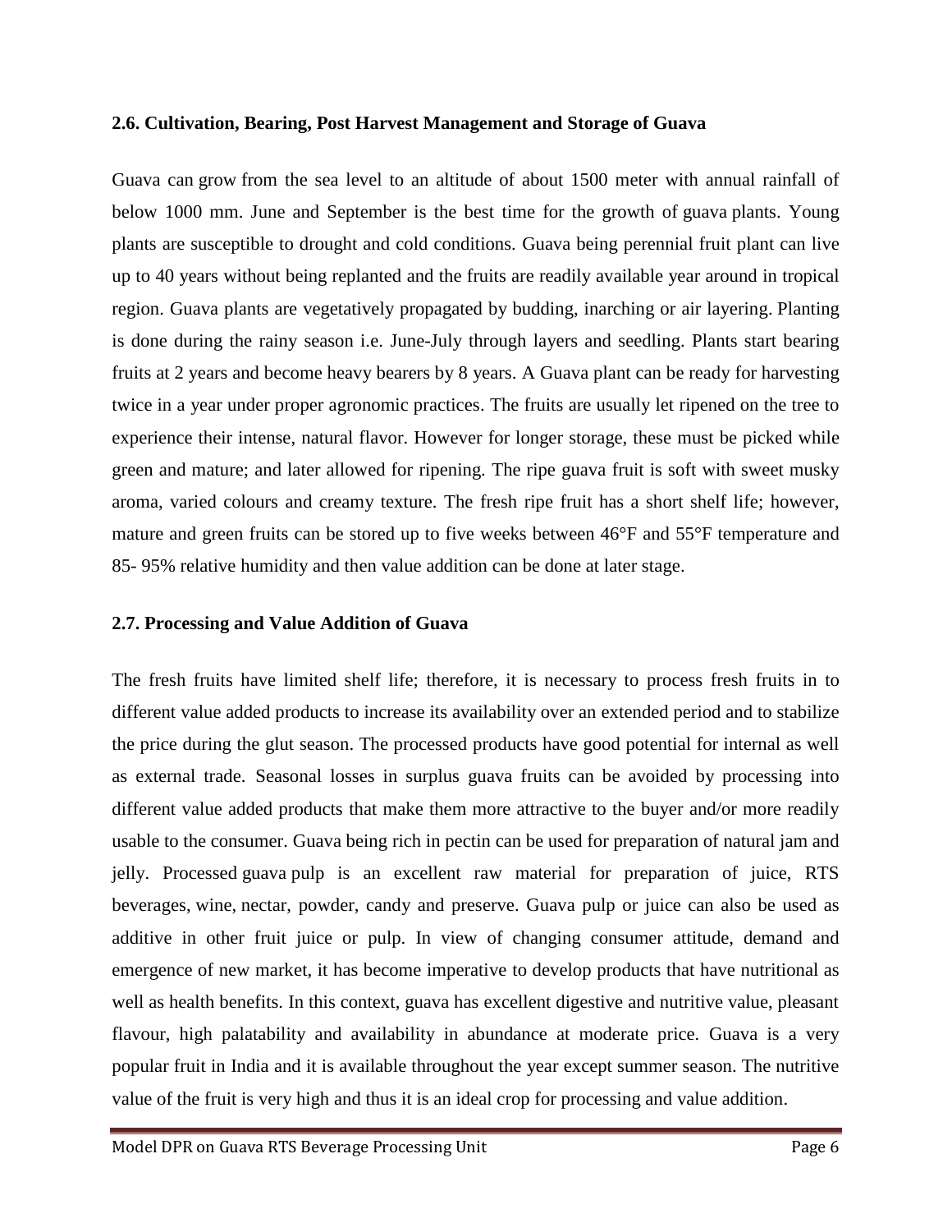**2.6. Cultivation, Bearing, Post Harvest Management and Storage of Guava**

Guava can grow from the sea level to an altitude of about 1500 meter with annual rainfall of below 1000 mm. June and September is the best time for the growth of guava plants. Young plants are susceptible to drought and cold conditions. Guava being perennial fruit plant can live up to 40 years without being replanted and the fruits are readily available year around in tropical region. Guava plants are vegetatively propagated by budding, inarching or air layering. Planting is done during the rainy season i.e. June-July through layers and seedling. Plants start bearing fruits at 2 years and become heavy bearers by 8 years. A Guava plant can be ready for harvesting twice in a year under proper agronomic practices. The fruits are usually let ripened on the tree to experience their intense, natural flavor. However for longer storage, these must be picked while green and mature; and later allowed for ripening. The ripe guava fruit is soft with sweet musky aroma, varied colours and creamy texture. The fresh ripe fruit has a short shelf life; however, mature and green fruits can be stored up to five weeks between 46°F and 55°F temperature and 85- 95% relative humidity and then value addition can be done at later stage.

**2.7. Processing and Value Addition of Guava**

The fresh fruits have limited shelf life; therefore, it is necessary to process fresh fruits in to different value added products to increase its availability over an extended period and to stabilize the price during the glut season. The processed products have good potential for internal as well as external trade. Seasonal losses in surplus guava fruits can be avoided by processing into different value added products that make them more attractive to the buyer and/or more readily usable to the consumer. Guava being rich in pectin can be used for preparation of natural jam and jelly. Processed guava pulp is an excellent raw material for preparation of juice, RTS beverages, wine, nectar, powder, candy and preserve. Guava pulp or juice can also be used as additive in other fruit juice or pulp. In view of changing consumer attitude, demand and emergence of new market, it has become imperative to develop products that have nutritional as well as health benefits. In this context, guava has excellent digestive and nutritive value, pleasant flavour, high palatability and availability in abundance at moderate price. Guava is a very popular fruit in India and it is available throughout the year except summer season. The nutritive value of the fruit is very high and thus it is an ideal crop for processing and value addition.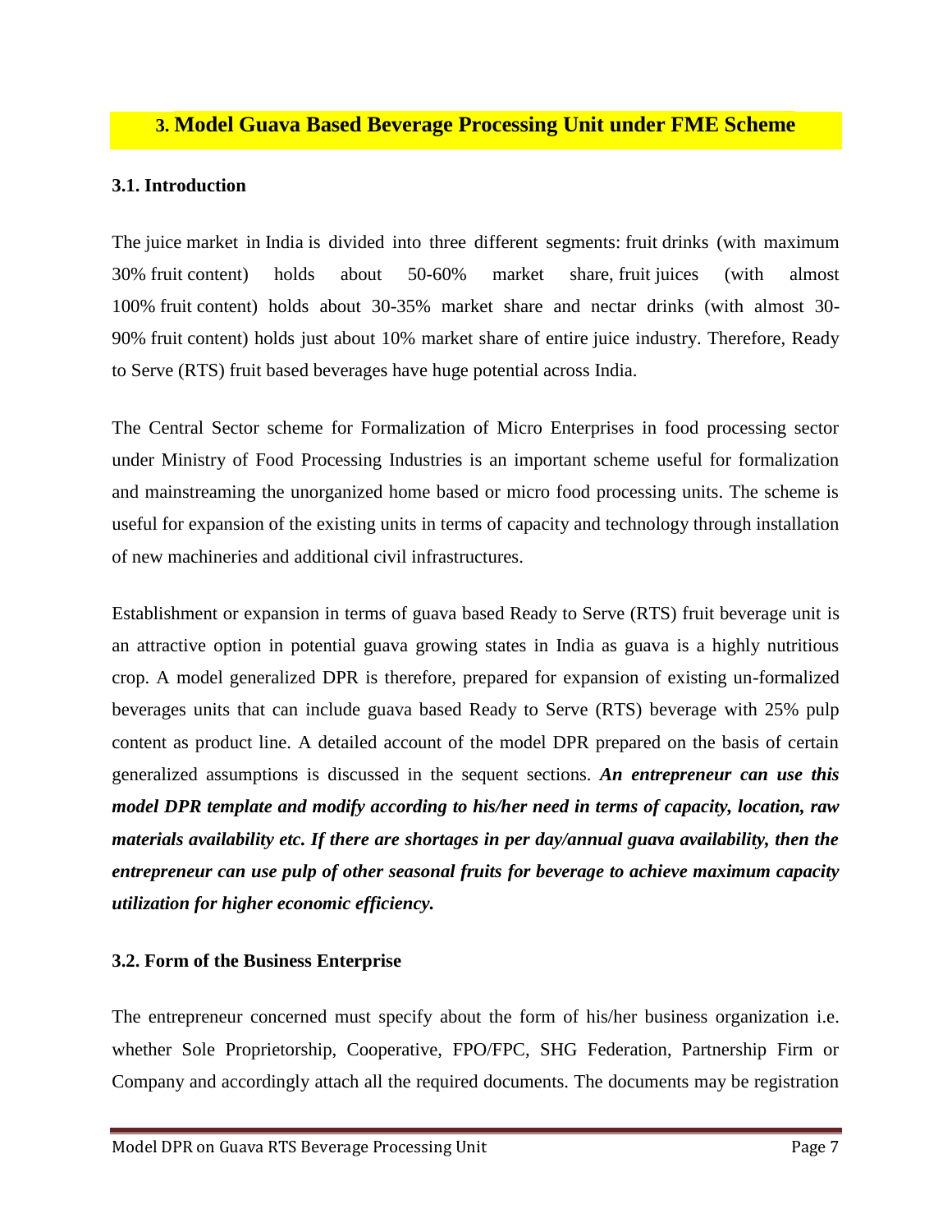## 3. Model Guava Based Beverage Processing Unit under FME Scheme

### 3.1. Introduction

The juice market in India is divided into three different segments: fruit drinks (with maximum 30% fruit content) holds about 50-60% market share, fruit juices (with almost 100% fruit content) holds about 30-35% market share and nectar drinks (with almost 30-90% fruit content) holds just about 10% market share of entire juice industry. Therefore, Ready to Serve (RTS) fruit based beverages have huge potential across India.

The Central Sector scheme for Formalization of Micro Enterprises in food processing sector under Ministry of Food Processing Industries is an important scheme useful for formalization and mainstreaming the unorganized home based or micro food processing units. The scheme is useful for expansion of the existing units in terms of capacity and technology through installation of new machineries and additional civil infrastructures.

Establishment or expansion in terms of guava based Ready to Serve (RTS) fruit beverage unit is an attractive option in potential guava growing states in India as guava is a highly nutritious crop. A model generalized DPR is therefore, prepared for expansion of existing un-formalized beverages units that can include guava based Ready to Serve (RTS) beverage with 25% pulp content as product line. A detailed account of the model DPR prepared on the basis of certain generalized assumptions is discussed in the sequent sections. ***An entrepreneur can use this model DPR template and modify according to his/her need in terms of capacity, location, raw materials availability etc. If there are shortages in per day/annual guava availability, then the entrepreneur can use pulp of other seasonal fruits for beverage to achieve maximum capacity utilization for higher economic efficiency.***

### 3.2. Form of the Business Enterprise

The entrepreneur concerned must specify about the form of his/her business organization i.e. whether Sole Proprietorship, Cooperative, FPO/FPC, SHG Federation, Partnership Firm or Company and accordingly attach all the required documents. The documents may be registration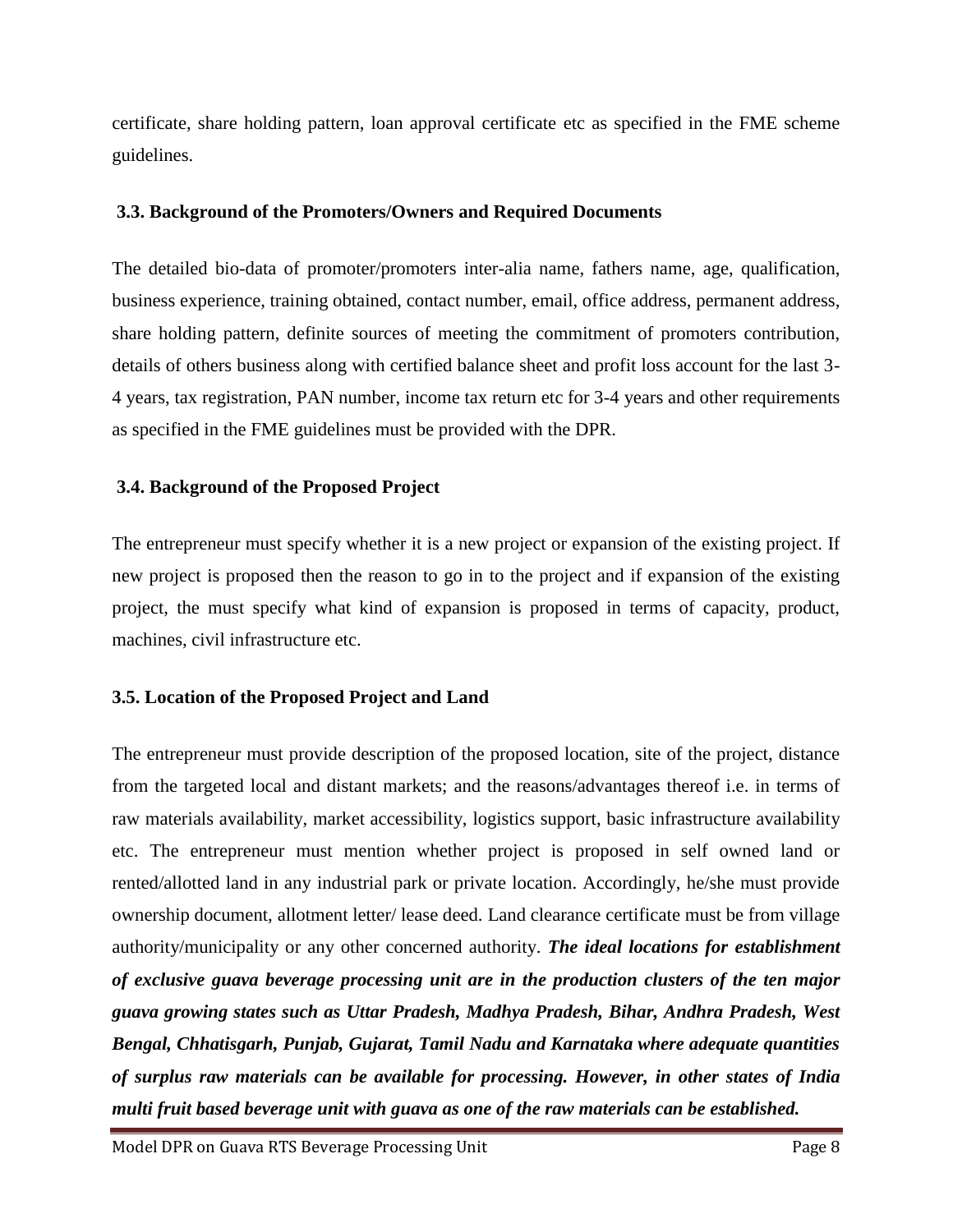certificate, share holding pattern, loan approval certificate etc as specified in the FME scheme guidelines.

### 3.3. Background of the Promoters/Owners and Required Documents

The detailed bio-data of promoter/promoters inter-alia name, fathers name, age, qualification, business experience, training obtained, contact number, email, office address, permanent address, share holding pattern, definite sources of meeting the commitment of promoters contribution, details of others business along with certified balance sheet and profit loss account for the last 3-4 years, tax registration, PAN number, income tax return etc for 3-4 years and other requirements as specified in the FME guidelines must be provided with the DPR.

### 3.4. Background of the Proposed Project

The entrepreneur must specify whether it is a new project or expansion of the existing project. If new project is proposed then the reason to go in to the project and if expansion of the existing project, the must specify what kind of expansion is proposed in terms of capacity, product, machines, civil infrastructure etc.

### 3.5. Location of the Proposed Project and Land

The entrepreneur must provide description of the proposed location, site of the project, distance from the targeted local and distant markets; and the reasons/advantages thereof i.e. in terms of raw materials availability, market accessibility, logistics support, basic infrastructure availability etc. The entrepreneur must mention whether project is proposed in self owned land or rented/allotted land in any industrial park or private location. Accordingly, he/she must provide ownership document, allotment letter/ lease deed. Land clearance certificate must be from village authority/municipality or any other concerned authority. ***The ideal locations for establishment of exclusive guava beverage processing unit are in the production clusters of the ten major guava growing states such as Uttar Pradesh, Madhya Pradesh, Bihar, Andhra Pradesh, West Bengal, Chhatisgarh, Punjab, Gujarat, Tamil Nadu and Karnataka where adequate quantities of surplus raw materials can be available for processing. However, in other states of India multi fruit based beverage unit with guava as one of the raw materials can be established.***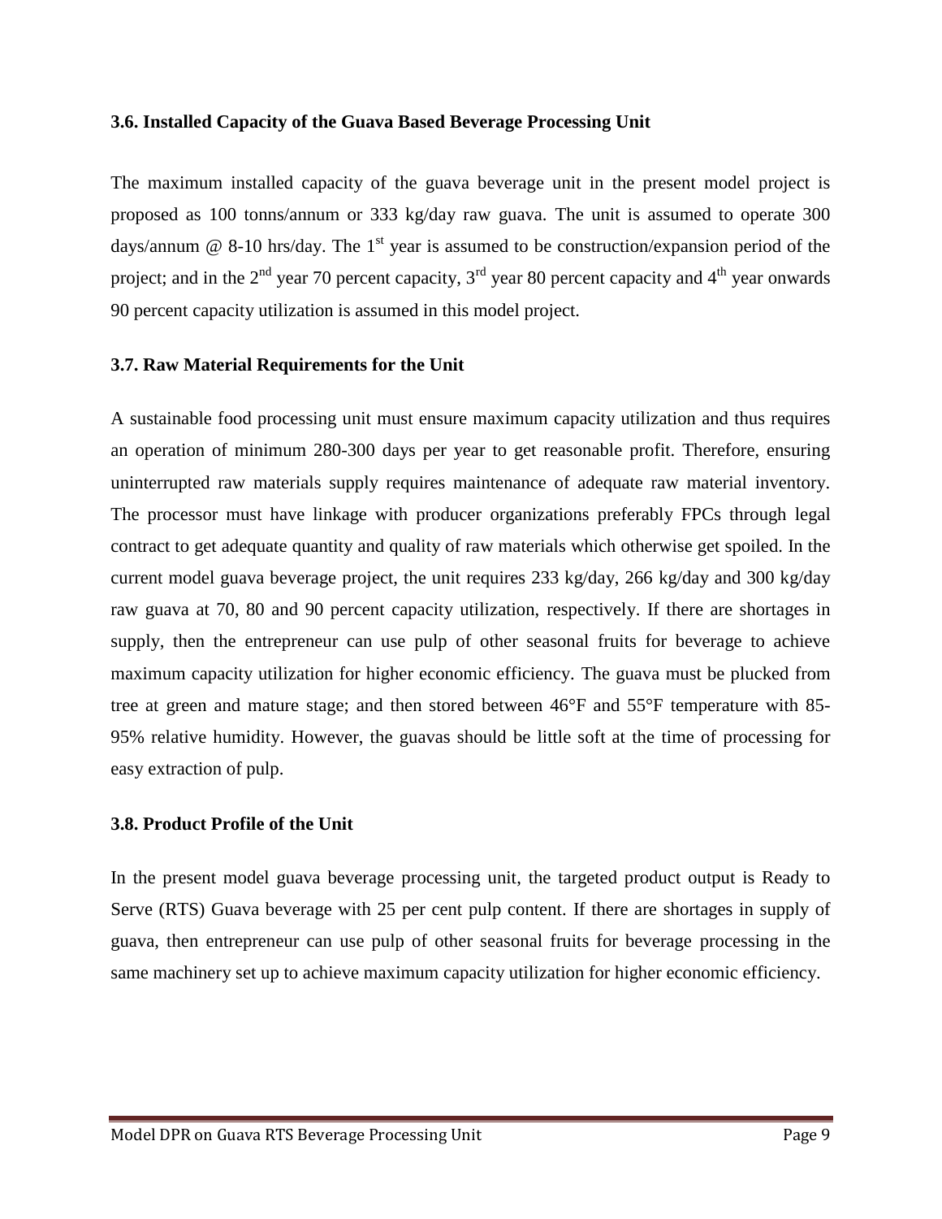### 3.6. Installed Capacity of the Guava Based Beverage Processing Unit

The maximum installed capacity of the guava beverage unit in the present model project is proposed as 100 tonns/annum or 333 kg/day raw guava. The unit is assumed to operate 300 days/annum @ 8-10 hrs/day. The 1st year is assumed to be construction/expansion period of the project; and in the 2nd year 70 percent capacity, 3rd year 80 percent capacity and 4th year onwards 90 percent capacity utilization is assumed in this model project.

### 3.7. Raw Material Requirements for the Unit

A sustainable food processing unit must ensure maximum capacity utilization and thus requires an operation of minimum 280-300 days per year to get reasonable profit. Therefore, ensuring uninterrupted raw materials supply requires maintenance of adequate raw material inventory. The processor must have linkage with producer organizations preferably FPCs through legal contract to get adequate quantity and quality of raw materials which otherwise get spoiled. In the current model guava beverage project, the unit requires 233 kg/day, 266 kg/day and 300 kg/day raw guava at 70, 80 and 90 percent capacity utilization, respectively. If there are shortages in supply, then the entrepreneur can use pulp of other seasonal fruits for beverage to achieve maximum capacity utilization for higher economic efficiency. The guava must be plucked from tree at green and mature stage; and then stored between 46°F and 55°F temperature with 85-95% relative humidity. However, the guavas should be little soft at the time of processing for easy extraction of pulp.

### 3.8. Product Profile of the Unit

In the present model guava beverage processing unit, the targeted product output is Ready to Serve (RTS) Guava beverage with 25 per cent pulp content. If there are shortages in supply of guava, then entrepreneur can use pulp of other seasonal fruits for beverage processing in the same machinery set up to achieve maximum capacity utilization for higher economic efficiency.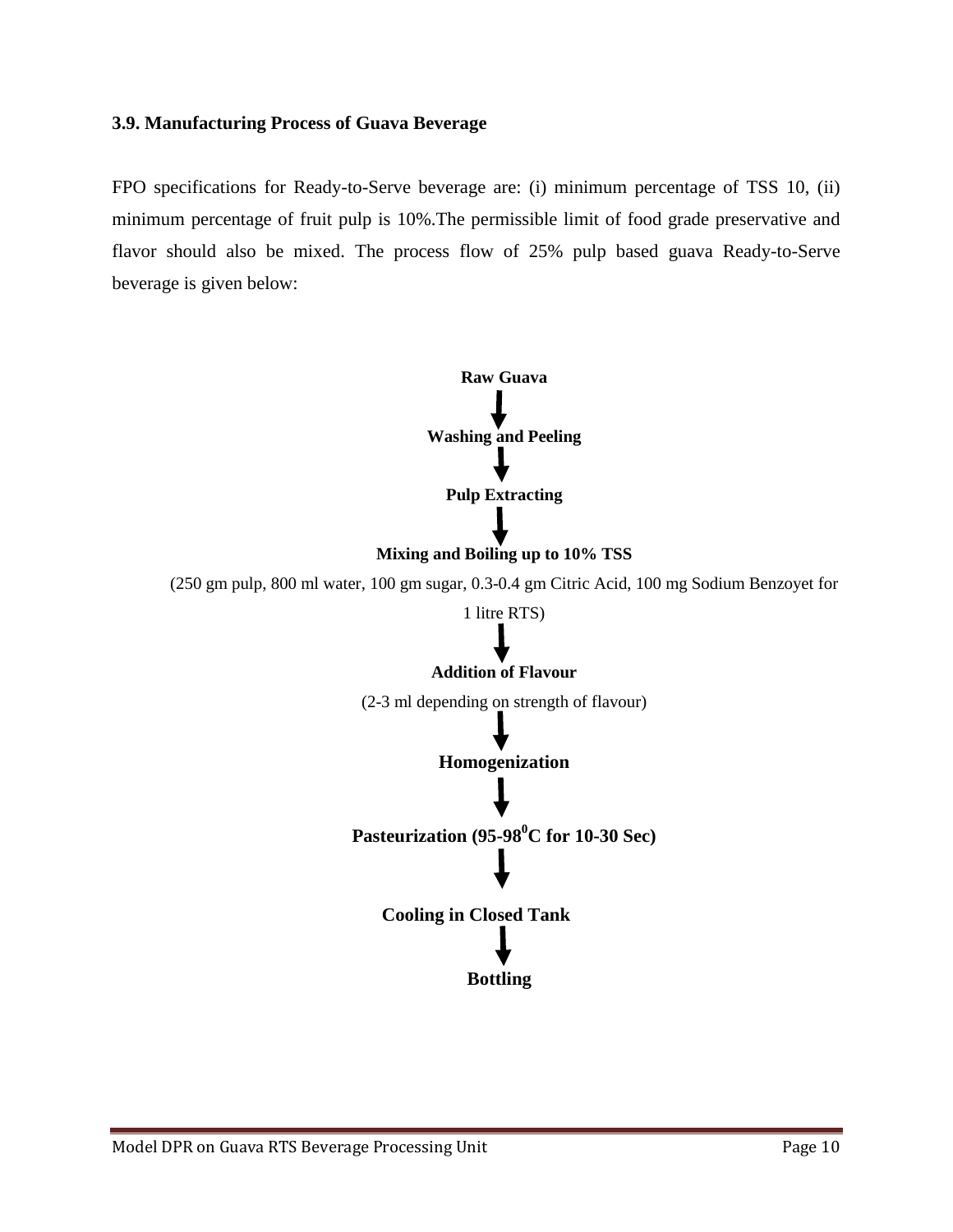### 3.9. Manufacturing Process of Guava Beverage

FPO specifications for Ready-to-Serve beverage are: (i) minimum percentage of TSS 10, (ii) minimum percentage of fruit pulp is 10%.The permissible limit of food grade preservative and flavor should also be mixed. The process flow of 25% pulp based guava Ready-to-Serve beverage is given below:

**Raw Guava**

↓

**Washing and Peeling**

↓

**Pulp Extracting**

↓

**Mixing and Boiling up to 10% TSS**

(250 gm pulp, 800 ml water, 100 gm sugar, 0.3-0.4 gm Citric Acid, 100 mg Sodium Benzoyet for 1 litre RTS)

↓

**Addition of Flavour**

(2-3 ml depending on strength of flavour)

↓

**Homogenization**

↓

**Pasteurization (95-98$^0$C for 10-30 Sec)**

↓

**Cooling in Closed Tank**

↓

**Bottling**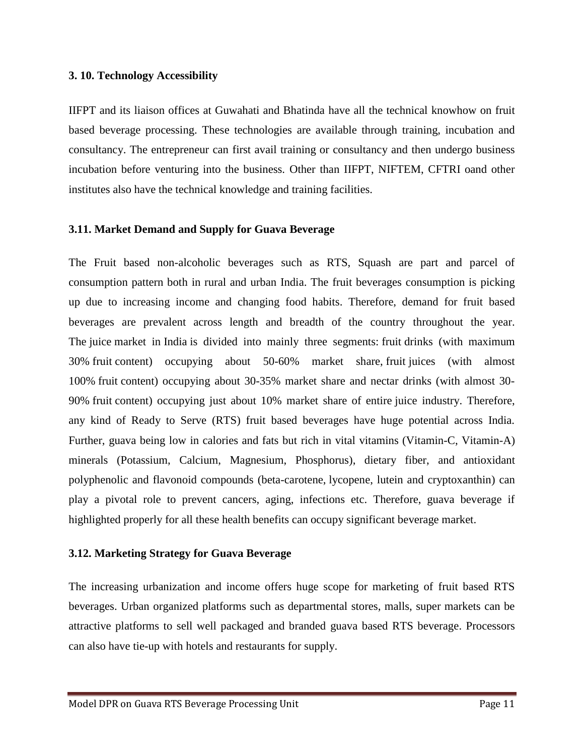### 3. 10. Technology Accessibility

IIFPT and its liaison offices at Guwahati and Bhatinda have all the technical knowhow on fruit based beverage processing. These technologies are available through training, incubation and consultancy. The entrepreneur can first avail training or consultancy and then undergo business incubation before venturing into the business. Other than IIFPT, NIFTEM, CFTRI oand other institutes also have the technical knowledge and training facilities.

### 3.11. Market Demand and Supply for Guava Beverage

The Fruit based non-alcoholic beverages such as RTS, Squash are part and parcel of consumption pattern both in rural and urban India. The fruit beverages consumption is picking up due to increasing income and changing food habits. Therefore, demand for fruit based beverages are prevalent across length and breadth of the country throughout the year. The juice market in India is divided into mainly three segments: fruit drinks (with maximum 30% fruit content) occupying about 50-60% market share, fruit juices (with almost 100% fruit content) occupying about 30-35% market share and nectar drinks (with almost 30-90% fruit content) occupying just about 10% market share of entire juice industry. Therefore, any kind of Ready to Serve (RTS) fruit based beverages have huge potential across India. Further, guava being low in calories and fats but rich in vital vitamins (Vitamin-C, Vitamin-A) minerals (Potassium, Calcium, Magnesium, Phosphorus), dietary fiber, and antioxidant polyphenolic and flavonoid compounds (beta-carotene, lycopene, lutein and cryptoxanthin) can play a pivotal role to prevent cancers, aging, infections etc. Therefore, guava beverage if highlighted properly for all these health benefits can occupy significant beverage market.

### 3.12. Marketing Strategy for Guava Beverage

The increasing urbanization and income offers huge scope for marketing of fruit based RTS beverages. Urban organized platforms such as departmental stores, malls, super markets can be attractive platforms to sell well packaged and branded guava based RTS beverage. Processors can also have tie-up with hotels and restaurants for supply.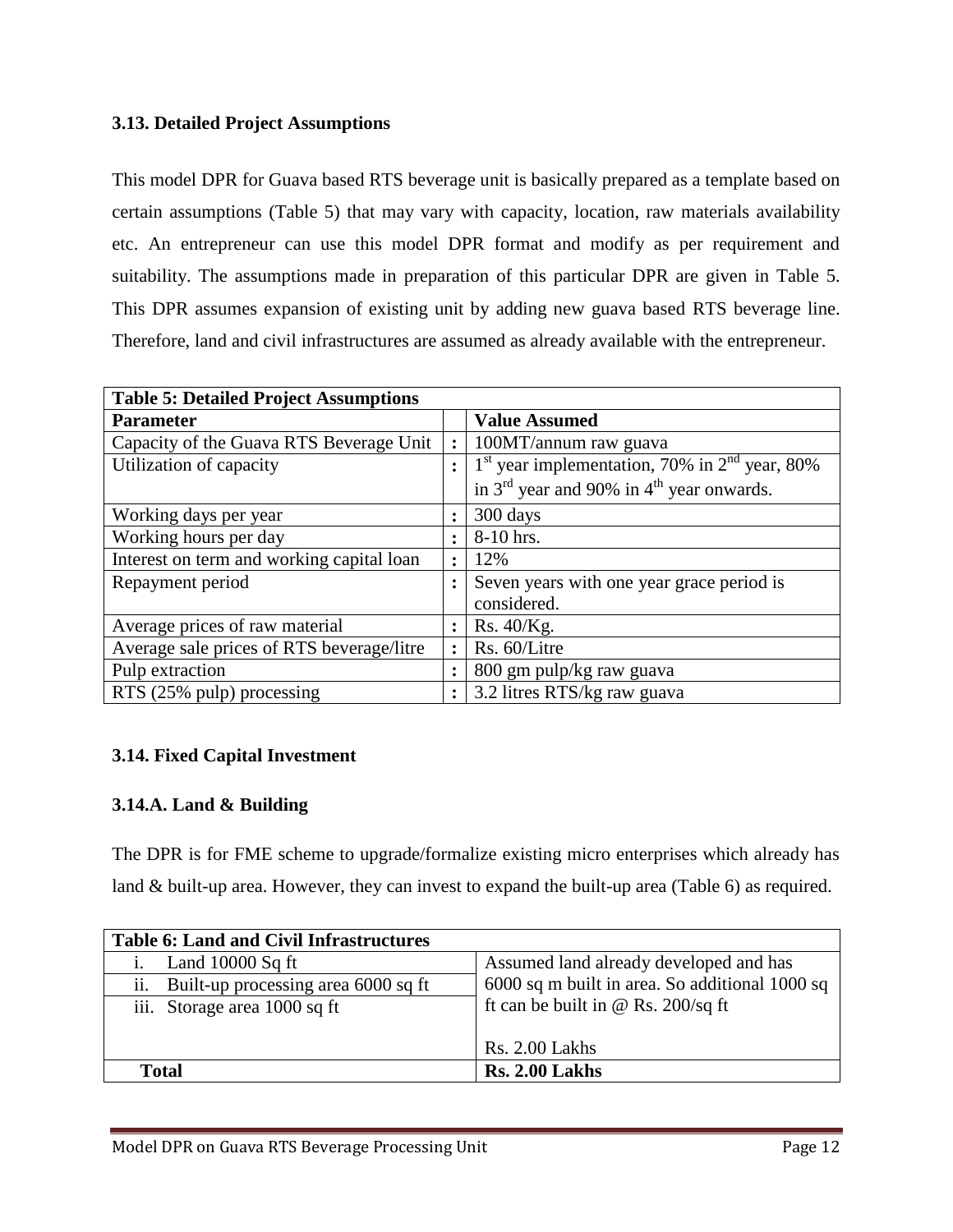### 3.13. Detailed Project Assumptions

This model DPR for Guava based RTS beverage unit is basically prepared as a template based on certain assumptions (Table 5) that may vary with capacity, location, raw materials availability etc. An entrepreneur can use this model DPR format and modify as per requirement and suitability. The assumptions made in preparation of this particular DPR are given in Table 5. This DPR assumes expansion of existing unit by adding new guava based RTS beverage line. Therefore, land and civil infrastructures are assumed as already available with the entrepreneur.

**Table 5: Detailed Project Assumptions**

| Parameter | | Value Assumed |
|---|---|---|
| Capacity of the Guava RTS Beverage Unit | : | 100MT/annum raw guava |
| Utilization of capacity | : | 1st year implementation, 70% in 2nd year, 80% in 3rd year and 90% in 4th year onwards. |
| Working days per year | : | 300 days |
| Working hours per day | : | 8-10 hrs. |
| Interest on term and working capital loan | : | 12% |
| Repayment period | : | Seven years with one year grace period is considered. |
| Average prices of raw material | : | Rs. 40/Kg. |
| Average sale prices of RTS beverage/litre | : | Rs. 60/Litre |
| Pulp extraction | : | 800 gm pulp/kg raw guava |
| RTS (25% pulp) processing | : | 3.2 litres RTS/kg raw guava |

### 3.14. Fixed Capital Investment

### 3.14.A. Land & Building

The DPR is for FME scheme to upgrade/formalize existing micro enterprises which already has land & built-up area. However, they can invest to expand the built-up area (Table 6) as required.

**Table 6: Land and Civil Infrastructures**

| Item | Remarks |
|---|---|
| i. Land 10000 Sq ft | Assumed land already developed and has 6000 sq m built in area. So additional 1000 sq ft can be built in @ Rs. 200/sq ft |
| ii. Built-up processing area 6000 sq ft | |
| iii. Storage area 1000 sq ft | Rs. 2.00 Lakhs |
| **Total** | **Rs. 2.00 Lakhs** |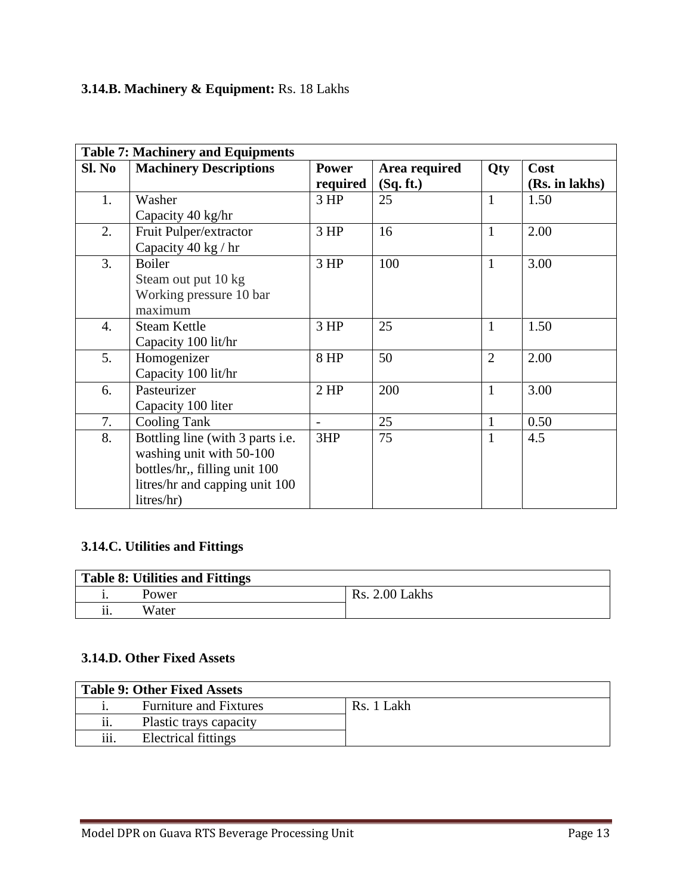**3.14.B. Machinery & Equipment:** Rs. 18 Lakhs

**Table 7: Machinery and Equipments**

| Sl. No | Machinery Descriptions | Power required | Area required (Sq. ft.) | Qty | Cost (Rs. in lakhs) |
|---|---|---|---|---|---|
| 1. | Washer<br>Capacity 40 kg/hr | 3 HP | 25 | 1 | 1.50 |
| 2. | Fruit Pulper/extractor<br>Capacity 40 kg / hr | 3 HP | 16 | 1 | 2.00 |
| 3. | Boiler<br>Steam out put 10 kg<br>Working pressure 10 bar maximum | 3 HP | 100 | 1 | 3.00 |
| 4. | Steam Kettle<br>Capacity 100 lit/hr | 3 HP | 25 | 1 | 1.50 |
| 5. | Homogenizer<br>Capacity 100 lit/hr | 8 HP | 50 | 2 | 2.00 |
| 6. | Pasteurizer<br>Capacity 100 liter | 2 HP | 200 | 1 | 3.00 |
| 7. | Cooling Tank | - | 25 | 1 | 0.50 |
| 8. | Bottling line (with 3 parts i.e. washing unit with 50-100 bottles/hr,, filling unit 100 litres/hr and capping unit 100 litres/hr) | 3HP | 75 | 1 | 4.5 |

**3.14.C. Utilities and Fittings**

**Table 8: Utilities and Fittings**

| | | |
|---|---|---|
| i. | Power | Rs. 2.00 Lakhs |
| ii. | Water | |

**3.14.D. Other Fixed Assets**

**Table 9: Other Fixed Assets**

| | | |
|---|---|---|
| i. | Furniture and Fixtures | Rs. 1 Lakh |
| ii. | Plastic trays capacity | |
| iii. | Electrical fittings | |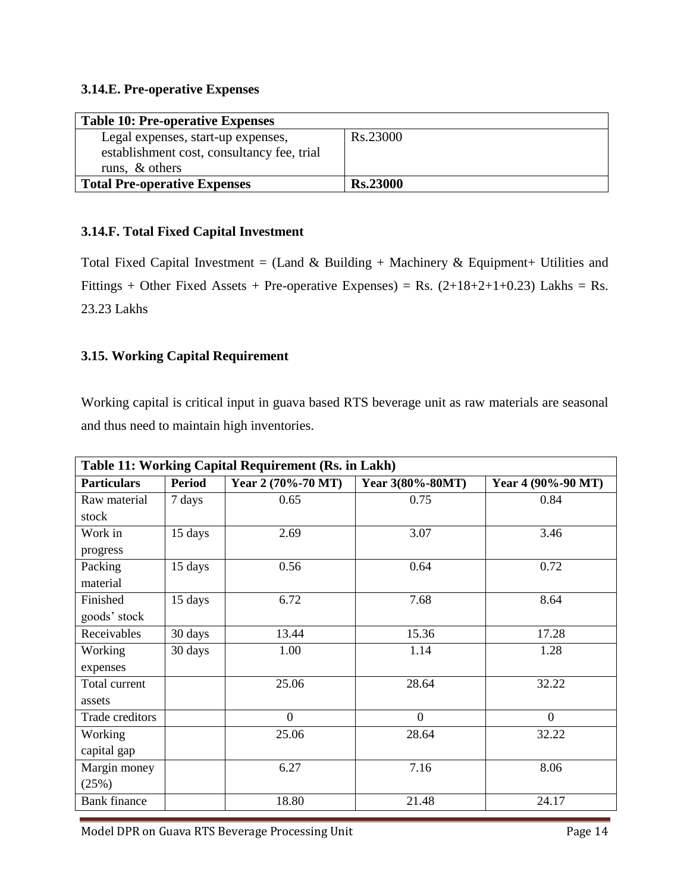### 3.14.E. Pre-operative Expenses

| Table 10: Pre-operative Expenses | |
|---|---|
| Legal expenses, start-up expenses, establishment cost, consultancy fee, trial runs, & others | Rs.23000 |
| **Total Pre-operative Expenses** | **Rs.23000** |

### 3.14.F. Total Fixed Capital Investment

Total Fixed Capital Investment = (Land & Building + Machinery & Equipment+ Utilities and Fittings + Other Fixed Assets + Pre-operative Expenses) = Rs. (2+18+2+1+0.23) Lakhs = Rs. 23.23 Lakhs

### 3.15. Working Capital Requirement

Working capital is critical input in guava based RTS beverage unit as raw materials are seasonal and thus need to maintain high inventories.

| Table 11: Working Capital Requirement (Rs. in Lakh) | | | | |
|---|---|---|---|---|
| **Particulars** | **Period** | **Year 2 (70%-70 MT)** | **Year 3(80%-80MT)** | **Year 4 (90%-90 MT)** |
| Raw material stock | 7 days | 0.65 | 0.75 | 0.84 |
| Work in progress | 15 days | 2.69 | 3.07 | 3.46 |
| Packing material | 15 days | 0.56 | 0.64 | 0.72 |
| Finished goods' stock | 15 days | 6.72 | 7.68 | 8.64 |
| Receivables | 30 days | 13.44 | 15.36 | 17.28 |
| Working expenses | 30 days | 1.00 | 1.14 | 1.28 |
| Total current assets | | 25.06 | 28.64 | 32.22 |
| Trade creditors | | 0 | 0 | 0 |
| Working capital gap | | 25.06 | 28.64 | 32.22 |
| Margin money (25%) | | 6.27 | 7.16 | 8.06 |
| Bank finance | | 18.80 | 21.48 | 24.17 |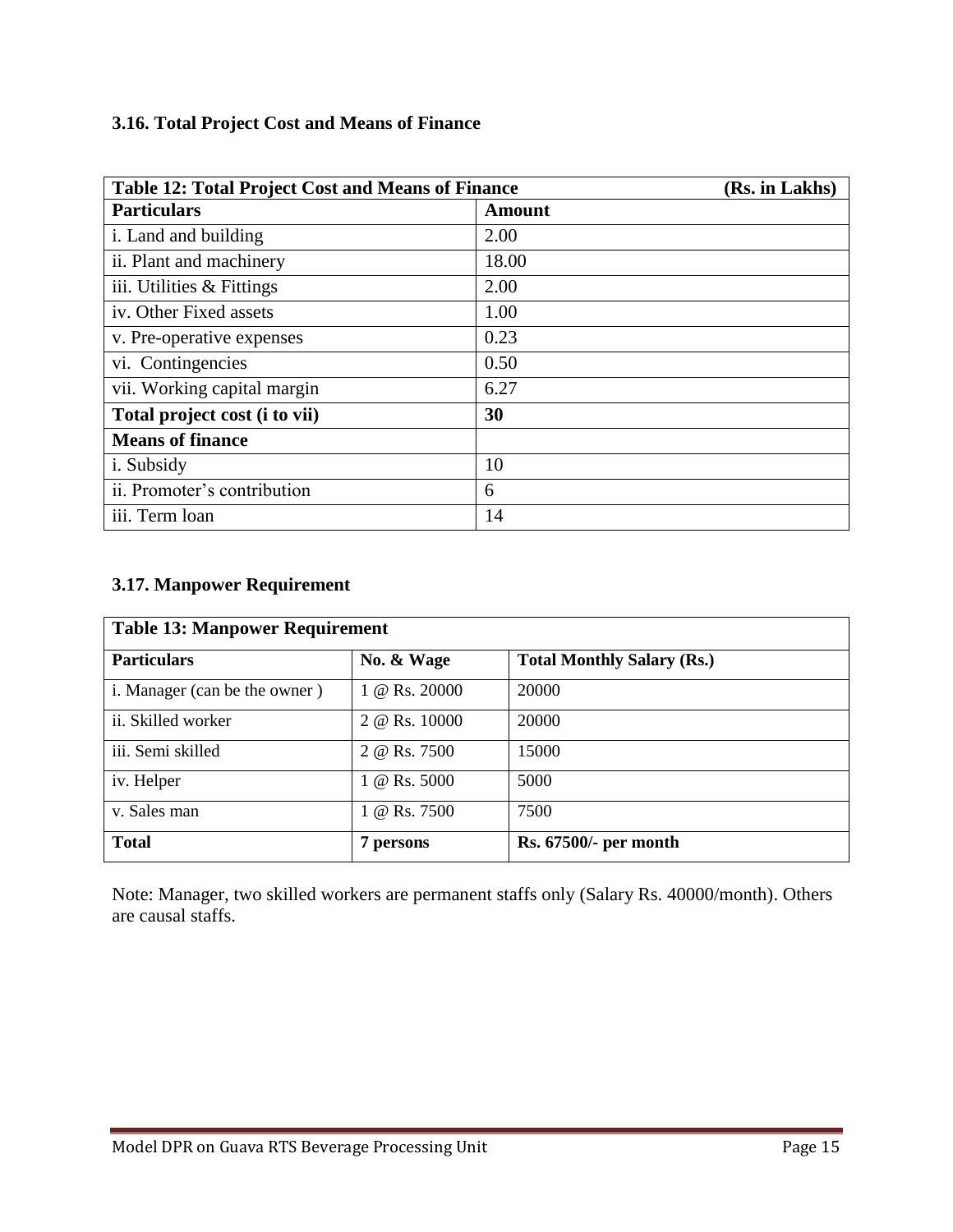### 3.16. Total Project Cost and Means of Finance

| Table 12: Total Project Cost and Means of Finance | (Rs. in Lakhs) |
|---|---|
| **Particulars** | **Amount** |
| i. Land and building | 2.00 |
| ii. Plant and machinery | 18.00 |
| iii. Utilities & Fittings | 2.00 |
| iv. Other Fixed assets | 1.00 |
| v. Pre-operative expenses | 0.23 |
| vi. Contingencies | 0.50 |
| vii. Working capital margin | 6.27 |
| **Total project cost (i to vii)** | **30** |
| **Means of finance** | |
| i. Subsidy | 10 |
| ii. Promoter's contribution | 6 |
| iii. Term loan | 14 |

### 3.17. Manpower Requirement

| Table 13: Manpower Requirement | | |
|---|---|---|
| **Particulars** | **No. & Wage** | **Total Monthly Salary (Rs.)** |
| i. Manager (can be the owner ) | 1 @ Rs. 20000 | 20000 |
| ii. Skilled worker | 2 @ Rs. 10000 | 20000 |
| iii. Semi skilled | 2 @ Rs. 7500 | 15000 |
| iv. Helper | 1 @ Rs. 5000 | 5000 |
| v. Sales man | 1 @ Rs. 7500 | 7500 |
| **Total** | **7 persons** | **Rs. 67500/- per month** |

Note: Manager, two skilled workers are permanent staffs only (Salary Rs. 40000/month). Others are causal staffs.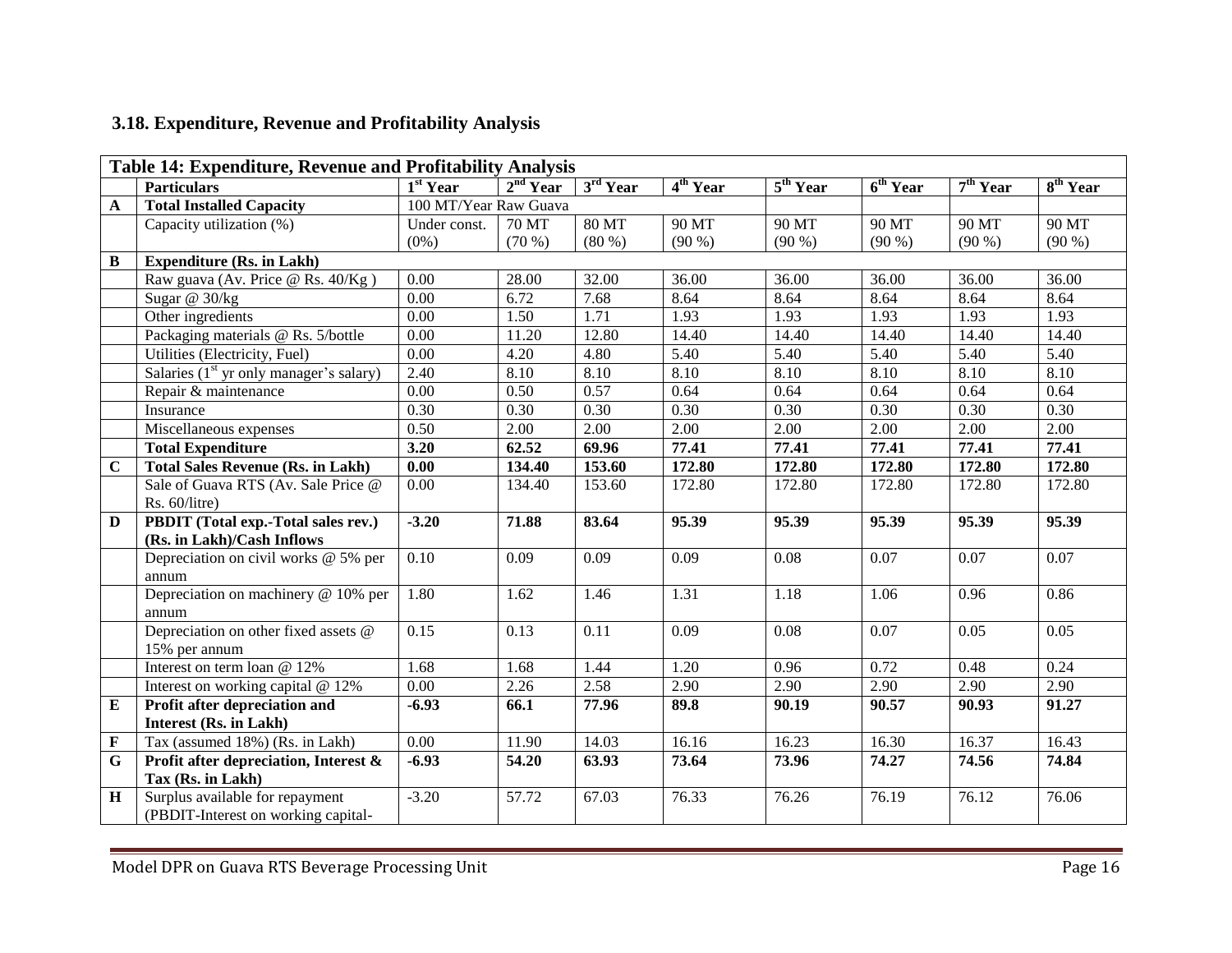### 3.18. Expenditure, Revenue and Profitability Analysis

| Table 14: Expenditure, Revenue and Profitability Analysis | | | | | | | | | |
|---|---|---|---|---|---|---|---|---|---|
| | **Particulars** | **1st Year** | **2nd Year** | **3rd Year** | **4th Year** | **5th Year** | **6th Year** | **7th Year** | **8th Year** |
| **A** | **Total Installed Capacity** | 100 MT/Year Raw Guava | | | | | | | |
| | Capacity utilization (%) | Under const. (0%) | 70 MT (70 %) | 80 MT (80 %) | 90 MT (90 %) | 90 MT (90 %) | 90 MT (90 %) | 90 MT (90 %) | 90 MT (90 %) |
| **B** | **Expenditure (Rs. in Lakh)** | | | | | | | | |
| | Raw guava (Av. Price @ Rs. 40/Kg ) | 0.00 | 28.00 | 32.00 | 36.00 | 36.00 | 36.00 | 36.00 | 36.00 |
| | Sugar @ 30/kg | 0.00 | 6.72 | 7.68 | 8.64 | 8.64 | 8.64 | 8.64 | 8.64 |
| | Other ingredients | 0.00 | 1.50 | 1.71 | 1.93 | 1.93 | 1.93 | 1.93 | 1.93 |
| | Packaging materials @ Rs. 5/bottle | 0.00 | 11.20 | 12.80 | 14.40 | 14.40 | 14.40 | 14.40 | 14.40 |
| | Utilities (Electricity, Fuel) | 0.00 | 4.20 | 4.80 | 5.40 | 5.40 | 5.40 | 5.40 | 5.40 |
| | Salaries (1st yr only manager's salary) | 2.40 | 8.10 | 8.10 | 8.10 | 8.10 | 8.10 | 8.10 | 8.10 |
| | Repair & maintenance | 0.00 | 0.50 | 0.57 | 0.64 | 0.64 | 0.64 | 0.64 | 0.64 |
| | Insurance | 0.30 | 0.30 | 0.30 | 0.30 | 0.30 | 0.30 | 0.30 | 0.30 |
| | Miscellaneous expenses | 0.50 | 2.00 | 2.00 | 2.00 | 2.00 | 2.00 | 2.00 | 2.00 |
| | **Total Expenditure** | **3.20** | **62.52** | **69.96** | **77.41** | **77.41** | **77.41** | **77.41** | **77.41** |
| **C** | **Total Sales Revenue (Rs. in Lakh)** | **0.00** | **134.40** | **153.60** | **172.80** | **172.80** | **172.80** | **172.80** | **172.80** |
| | Sale of Guava RTS (Av. Sale Price @ Rs. 60/litre) | 0.00 | 134.40 | 153.60 | 172.80 | 172.80 | 172.80 | 172.80 | 172.80 |
| **D** | **PBDIT (Total exp.-Total sales rev.) (Rs. in Lakh)/Cash Inflows** | **-3.20** | **71.88** | **83.64** | **95.39** | **95.39** | **95.39** | **95.39** | **95.39** |
| | Depreciation on civil works @ 5% per annum | 0.10 | 0.09 | 0.09 | 0.09 | 0.08 | 0.07 | 0.07 | 0.07 |
| | Depreciation on machinery @ 10% per annum | 1.80 | 1.62 | 1.46 | 1.31 | 1.18 | 1.06 | 0.96 | 0.86 |
| | Depreciation on other fixed assets @ 15% per annum | 0.15 | 0.13 | 0.11 | 0.09 | 0.08 | 0.07 | 0.05 | 0.05 |
| | Interest on term loan @ 12% | 1.68 | 1.68 | 1.44 | 1.20 | 0.96 | 0.72 | 0.48 | 0.24 |
| | Interest on working capital @ 12% | 0.00 | 2.26 | 2.58 | 2.90 | 2.90 | 2.90 | 2.90 | 2.90 |
| **E** | **Profit after depreciation and Interest (Rs. in Lakh)** | **-6.93** | **66.1** | **77.96** | **89.8** | **90.19** | **90.57** | **90.93** | **91.27** |
| **F** | Tax (assumed 18%) (Rs. in Lakh) | 0.00 | 11.90 | 14.03 | 16.16 | 16.23 | 16.30 | 16.37 | 16.43 |
| **G** | **Profit after depreciation, Interest & Tax (Rs. in Lakh)** | **-6.93** | **54.20** | **63.93** | **73.64** | **73.96** | **74.27** | **74.56** | **74.84** |
| **H** | Surplus available for repayment (PBDIT-Interest on working capital- | -3.20 | 57.72 | 67.03 | 76.33 | 76.26 | 76.19 | 76.12 | 76.06 |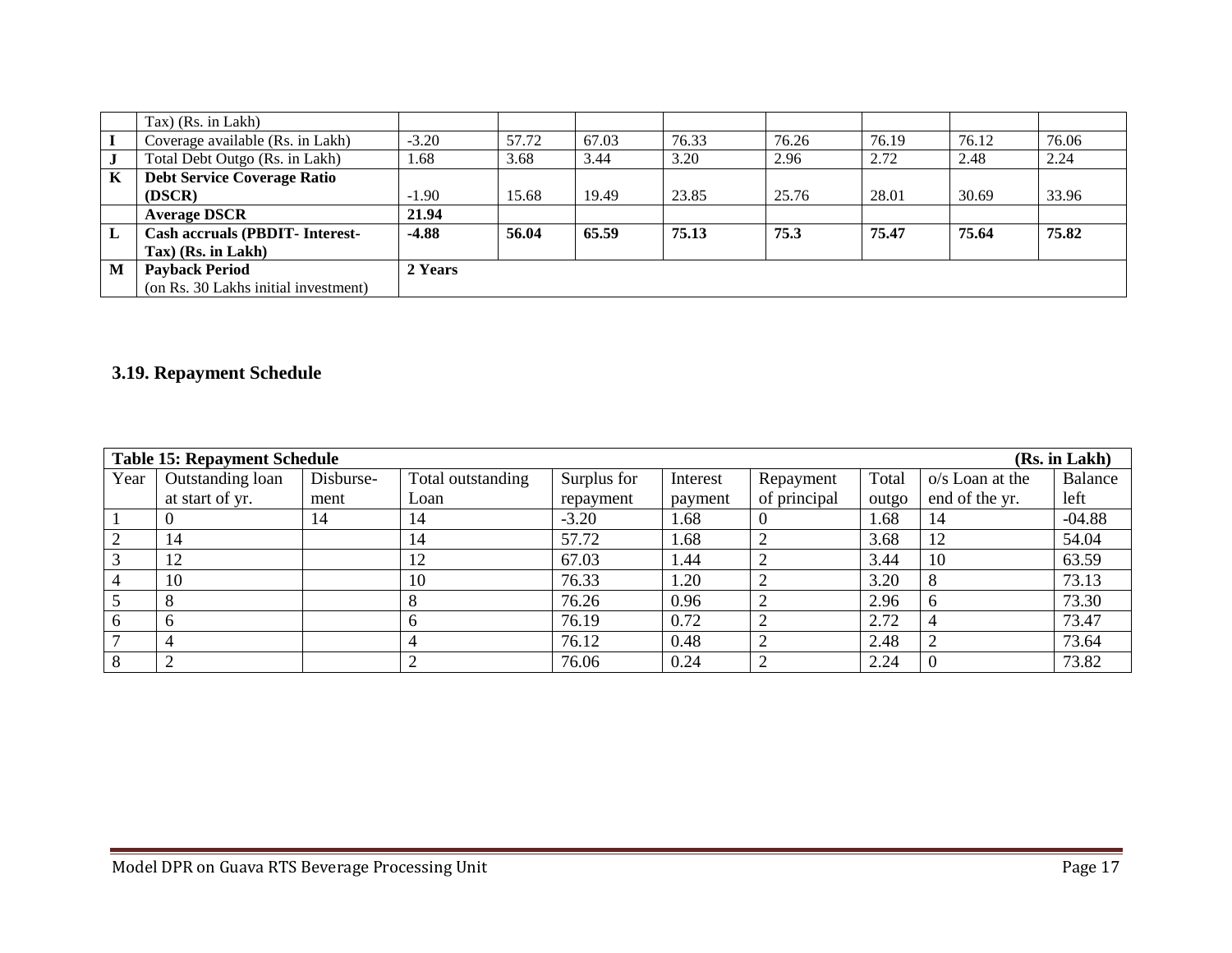|  | Tax) (Rs. in Lakh) |  |  |  |  |  |  |  |  |
|---|---|---|---|---|---|---|---|---|---|
| I | Coverage available (Rs. in Lakh) | -3.20 | 57.72 | 67.03 | 76.33 | 76.26 | 76.19 | 76.12 | 76.06 |
| J | Total Debt Outgo (Rs. in Lakh) | 1.68 | 3.68 | 3.44 | 3.20 | 2.96 | 2.72 | 2.48 | 2.24 |
| K | **Debt Service Coverage Ratio (DSCR)** | -1.90 | 15.68 | 19.49 | 23.85 | 25.76 | 28.01 | 30.69 | 33.96 |
|  | **Average DSCR** | **21.94** |  |  |  |  |  |  |  |
| L | **Cash accruals (PBDIT- Interest-Tax) (Rs. in Lakh)** | **-4.88** | **56.04** | **65.59** | **75.13** | **75.3** | **75.47** | **75.64** | **75.82** |
| M | **Payback Period** (on Rs. 30 Lakhs initial investment) | **2 Years** |  |  |  |  |  |  |  |

### 3.19. Repayment Schedule

**Table 15: Repayment Schedule** **(Rs. in Lakh)**

| Year | Outstanding loan at start of yr. | Disburse-ment | Total outstanding Loan | Surplus for repayment | Interest payment | Repayment of principal | Total outgo | o/s Loan at the end of the yr. | Balance left |
|---|---|---|---|---|---|---|---|---|---|
| 1 | 0 | 14 | 14 | -3.20 | 1.68 | 0 | 1.68 | 14 | -04.88 |
| 2 | 14 |  | 14 | 57.72 | 1.68 | 2 | 3.68 | 12 | 54.04 |
| 3 | 12 |  | 12 | 67.03 | 1.44 | 2 | 3.44 | 10 | 63.59 |
| 4 | 10 |  | 10 | 76.33 | 1.20 | 2 | 3.20 | 8 | 73.13 |
| 5 | 8 |  | 8 | 76.26 | 0.96 | 2 | 2.96 | 6 | 73.30 |
| 6 | 6 |  | 6 | 76.19 | 0.72 | 2 | 2.72 | 4 | 73.47 |
| 7 | 4 |  | 4 | 76.12 | 0.48 | 2 | 2.48 | 2 | 73.64 |
| 8 | 2 |  | 2 | 76.06 | 0.24 | 2 | 2.24 | 0 | 73.82 |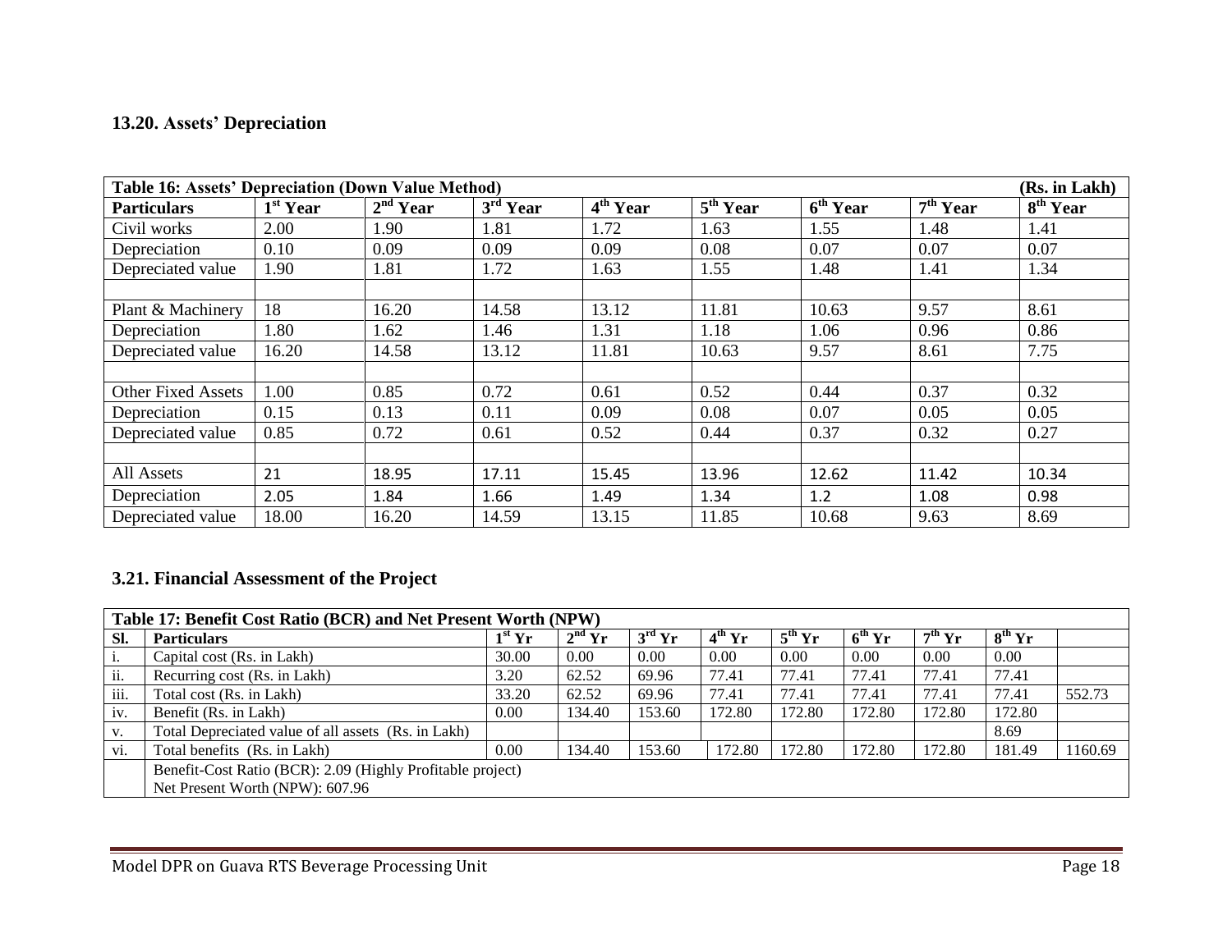## 13.20. Assets' Depreciation

| Table 16: Assets' Depreciation (Down Value Method) | | | | | | | | (Rs. in Lakh) |
|---|---|---|---|---|---|---|---|---|
| **Particulars** | **1st Year** | **2nd Year** | **3rd Year** | **4th Year** | **5th Year** | **6th Year** | **7th Year** | **8th Year** |
| Civil works | 2.00 | 1.90 | 1.81 | 1.72 | 1.63 | 1.55 | 1.48 | 1.41 |
| Depreciation | 0.10 | 0.09 | 0.09 | 0.09 | 0.08 | 0.07 | 0.07 | 0.07 |
| Depreciated value | 1.90 | 1.81 | 1.72 | 1.63 | 1.55 | 1.48 | 1.41 | 1.34 |
| | | | | | | | | |
| Plant & Machinery | 18 | 16.20 | 14.58 | 13.12 | 11.81 | 10.63 | 9.57 | 8.61 |
| Depreciation | 1.80 | 1.62 | 1.46 | 1.31 | 1.18 | 1.06 | 0.96 | 0.86 |
| Depreciated value | 16.20 | 14.58 | 13.12 | 11.81 | 10.63 | 9.57 | 8.61 | 7.75 |
| | | | | | | | | |
| Other Fixed Assets | 1.00 | 0.85 | 0.72 | 0.61 | 0.52 | 0.44 | 0.37 | 0.32 |
| Depreciation | 0.15 | 0.13 | 0.11 | 0.09 | 0.08 | 0.07 | 0.05 | 0.05 |
| Depreciated value | 0.85 | 0.72 | 0.61 | 0.52 | 0.44 | 0.37 | 0.32 | 0.27 |
| | | | | | | | | |
| All Assets | 21 | 18.95 | 17.11 | 15.45 | 13.96 | 12.62 | 11.42 | 10.34 |
| Depreciation | 2.05 | 1.84 | 1.66 | 1.49 | 1.34 | 1.2 | 1.08 | 0.98 |
| Depreciated value | 18.00 | 16.20 | 14.59 | 13.15 | 11.85 | 10.68 | 9.63 | 8.69 |

## 3.21. Financial Assessment of the Project

| Table 17: Benefit Cost Ratio (BCR) and Net Present Worth (NPW) | | | | | | | | | | |
|---|---|---|---|---|---|---|---|---|---|---|
| **Sl.** | **Particulars** | **1st Yr** | **2nd Yr** | **3rd Yr** | **4th Yr** | **5th Yr** | **6th Yr** | **7th Yr** | **8th Yr** | |
| i. | Capital cost (Rs. in Lakh) | 30.00 | 0.00 | 0.00 | 0.00 | 0.00 | 0.00 | 0.00 | 0.00 | |
| ii. | Recurring cost (Rs. in Lakh) | 3.20 | 62.52 | 69.96 | 77.41 | 77.41 | 77.41 | 77.41 | 77.41 | |
| iii. | Total cost (Rs. in Lakh) | 33.20 | 62.52 | 69.96 | 77.41 | 77.41 | 77.41 | 77.41 | 77.41 | 552.73 |
| iv. | Benefit (Rs. in Lakh) | 0.00 | 134.40 | 153.60 | 172.80 | 172.80 | 172.80 | 172.80 | 172.80 | |
| v. | Total Depreciated value of all assets (Rs. in Lakh) | | | | | | | | 8.69 | |
| vi. | Total benefits (Rs. in Lakh) | 0.00 | 134.40 | 153.60 | 172.80 | 172.80 | 172.80 | 172.80 | 181.49 | 1160.69 |
| | Benefit-Cost Ratio (BCR): 2.09 (Highly Profitable project)<br>Net Present Worth (NPW): 607.96 | | | | | | | | | |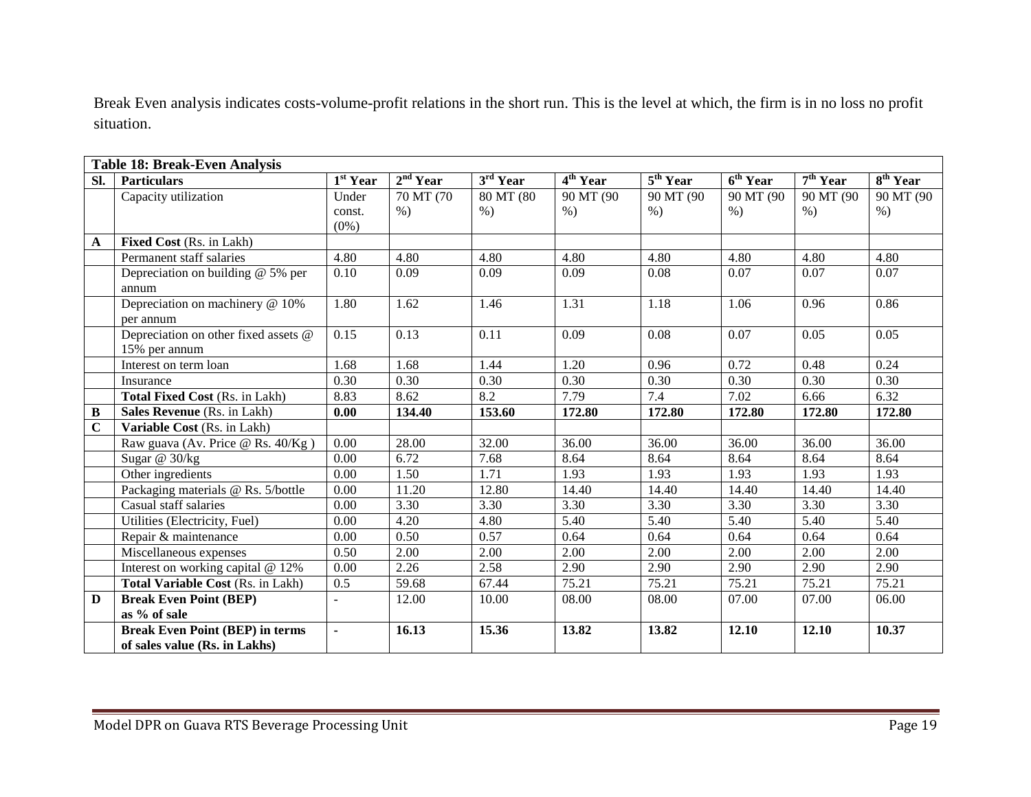Break Even analysis indicates costs-volume-profit relations in the short run. This is the level at which, the firm is in no loss no profit situation.

| **Table 18: Break-Even Analysis** | | | | | | | | | |
|---|---|---|---|---|---|---|---|---|---|
| **Sl.** | **Particulars** | **1st Year** | **2nd Year** | **3rd Year** | **4th Year** | **5th Year** | **6th Year** | **7th Year** | **8th Year** |
| | Capacity utilization | Under const. (0%) | 70 MT (70 %) | 80 MT (80 %) | 90 MT (90 %) | 90 MT (90 %) | 90 MT (90 %) | 90 MT (90 %) | 90 MT (90 %) |
| **A** | **Fixed Cost** (Rs. in Lakh) | | | | | | | | |
| | Permanent staff salaries | 4.80 | 4.80 | 4.80 | 4.80 | 4.80 | 4.80 | 4.80 | 4.80 |
| | Depreciation on building @ 5% per annum | 0.10 | 0.09 | 0.09 | 0.09 | 0.08 | 0.07 | 0.07 | 0.07 |
| | Depreciation on machinery @ 10% per annum | 1.80 | 1.62 | 1.46 | 1.31 | 1.18 | 1.06 | 0.96 | 0.86 |
| | Depreciation on other fixed assets @ 15% per annum | 0.15 | 0.13 | 0.11 | 0.09 | 0.08 | 0.07 | 0.05 | 0.05 |
| | Interest on term loan | 1.68 | 1.68 | 1.44 | 1.20 | 0.96 | 0.72 | 0.48 | 0.24 |
| | Insurance | 0.30 | 0.30 | 0.30 | 0.30 | 0.30 | 0.30 | 0.30 | 0.30 |
| | **Total Fixed Cost** (Rs. in Lakh) | 8.83 | 8.62 | 8.2 | 7.79 | 7.4 | 7.02 | 6.66 | 6.32 |
| **B** | **Sales Revenue** (Rs. in Lakh) | **0.00** | **134.40** | **153.60** | **172.80** | **172.80** | **172.80** | **172.80** | **172.80** |
| **C** | **Variable Cost** (Rs. in Lakh) | | | | | | | | |
| | Raw guava (Av. Price @ Rs. 40/Kg ) | 0.00 | 28.00 | 32.00 | 36.00 | 36.00 | 36.00 | 36.00 | 36.00 |
| | Sugar @ 30/kg | 0.00 | 6.72 | 7.68 | 8.64 | 8.64 | 8.64 | 8.64 | 8.64 |
| | Other ingredients | 0.00 | 1.50 | 1.71 | 1.93 | 1.93 | 1.93 | 1.93 | 1.93 |
| | Packaging materials @ Rs. 5/bottle | 0.00 | 11.20 | 12.80 | 14.40 | 14.40 | 14.40 | 14.40 | 14.40 |
| | Casual staff salaries | 0.00 | 3.30 | 3.30 | 3.30 | 3.30 | 3.30 | 3.30 | 3.30 |
| | Utilities (Electricity, Fuel) | 0.00 | 4.20 | 4.80 | 5.40 | 5.40 | 5.40 | 5.40 | 5.40 |
| | Repair & maintenance | 0.00 | 0.50 | 0.57 | 0.64 | 0.64 | 0.64 | 0.64 | 0.64 |
| | Miscellaneous expenses | 0.50 | 2.00 | 2.00 | 2.00 | 2.00 | 2.00 | 2.00 | 2.00 |
| | Interest on working capital @ 12% | 0.00 | 2.26 | 2.58 | 2.90 | 2.90 | 2.90 | 2.90 | 2.90 |
| | **Total Variable Cost** (Rs. in Lakh) | 0.5 | 59.68 | 67.44 | 75.21 | 75.21 | 75.21 | 75.21 | 75.21 |
| **D** | **Break Even Point (BEP) as % of sale** | - | 12.00 | 10.00 | 08.00 | 08.00 | 07.00 | 07.00 | 06.00 |
| | **Break Even Point (BEP) in terms of sales value (Rs. in Lakhs)** | **-** | **16.13** | **15.36** | **13.82** | **13.82** | **12.10** | **12.10** | **10.37** |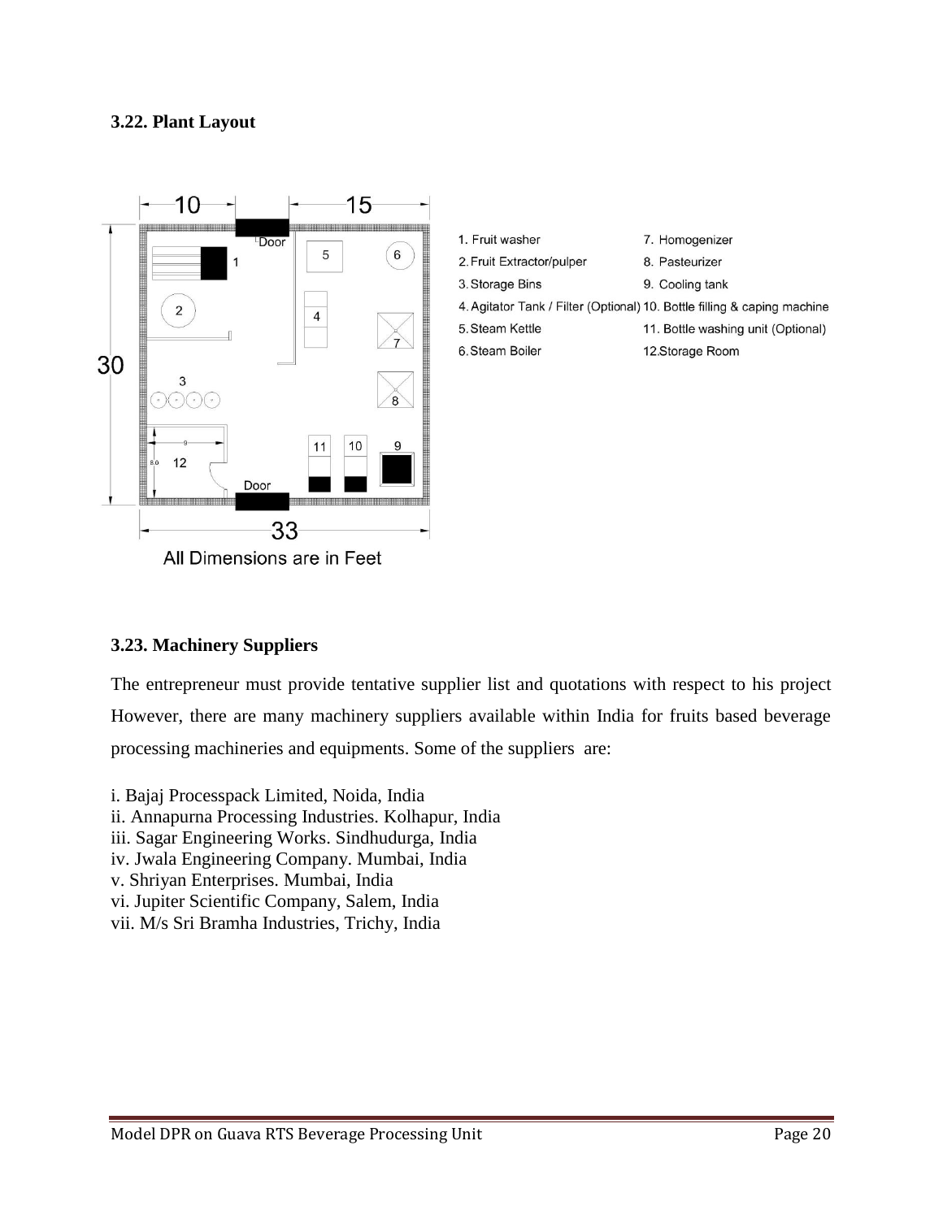### 3.22. Plant Layout

1. Fruit washer
2. Fruit Extractor/pulper
3. Storage Bins
4. Agitator Tank / Filter (Optional)
5. Steam Kettle
6. Steam Boiler
7. Homogenizer
8. Pasteurizer
9. Cooling tank
10. Bottle filling & caping machine
11. Bottle washing unit (Optional)
12. Storage Room

All Dimensions are in Feet

### 3.23. Machinery Suppliers

The entrepreneur must provide tentative supplier list and quotations with respect to his project However, there are many machinery suppliers available within India for fruits based beverage processing machineries and equipments. Some of the suppliers are:

i. Bajaj Processpack Limited, Noida, India
ii. Annapurna Processing Industries. Kolhapur, India
iii. Sagar Engineering Works. Sindhudurga, India
iv. Jwala Engineering Company. Mumbai, India
v. Shriyan Enterprises. Mumbai, India
vi. Jupiter Scientific Company, Salem, India
vii. M/s Sri Bramha Industries, Trichy, India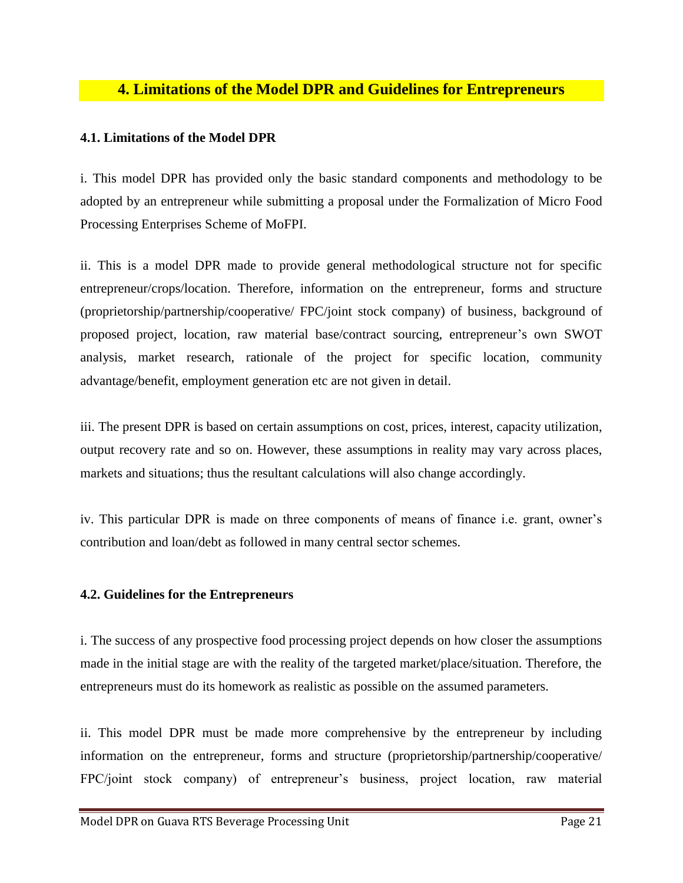## 4. Limitations of the Model DPR and Guidelines for Entrepreneurs

### 4.1. Limitations of the Model DPR

i. This model DPR has provided only the basic standard components and methodology to be adopted by an entrepreneur while submitting a proposal under the Formalization of Micro Food Processing Enterprises Scheme of MoFPI.

ii. This is a model DPR made to provide general methodological structure not for specific entrepreneur/crops/location. Therefore, information on the entrepreneur, forms and structure (proprietorship/partnership/cooperative/ FPC/joint stock company) of business, background of proposed project, location, raw material base/contract sourcing, entrepreneur's own SWOT analysis, market research, rationale of the project for specific location, community advantage/benefit, employment generation etc are not given in detail.

iii. The present DPR is based on certain assumptions on cost, prices, interest, capacity utilization, output recovery rate and so on. However, these assumptions in reality may vary across places, markets and situations; thus the resultant calculations will also change accordingly.

iv. This particular DPR is made on three components of means of finance i.e. grant, owner's contribution and loan/debt as followed in many central sector schemes.

### 4.2. Guidelines for the Entrepreneurs

i. The success of any prospective food processing project depends on how closer the assumptions made in the initial stage are with the reality of the targeted market/place/situation. Therefore, the entrepreneurs must do its homework as realistic as possible on the assumed parameters.

ii. This model DPR must be made more comprehensive by the entrepreneur by including information on the entrepreneur, forms and structure (proprietorship/partnership/cooperative/ FPC/joint stock company) of entrepreneur's business, project location, raw material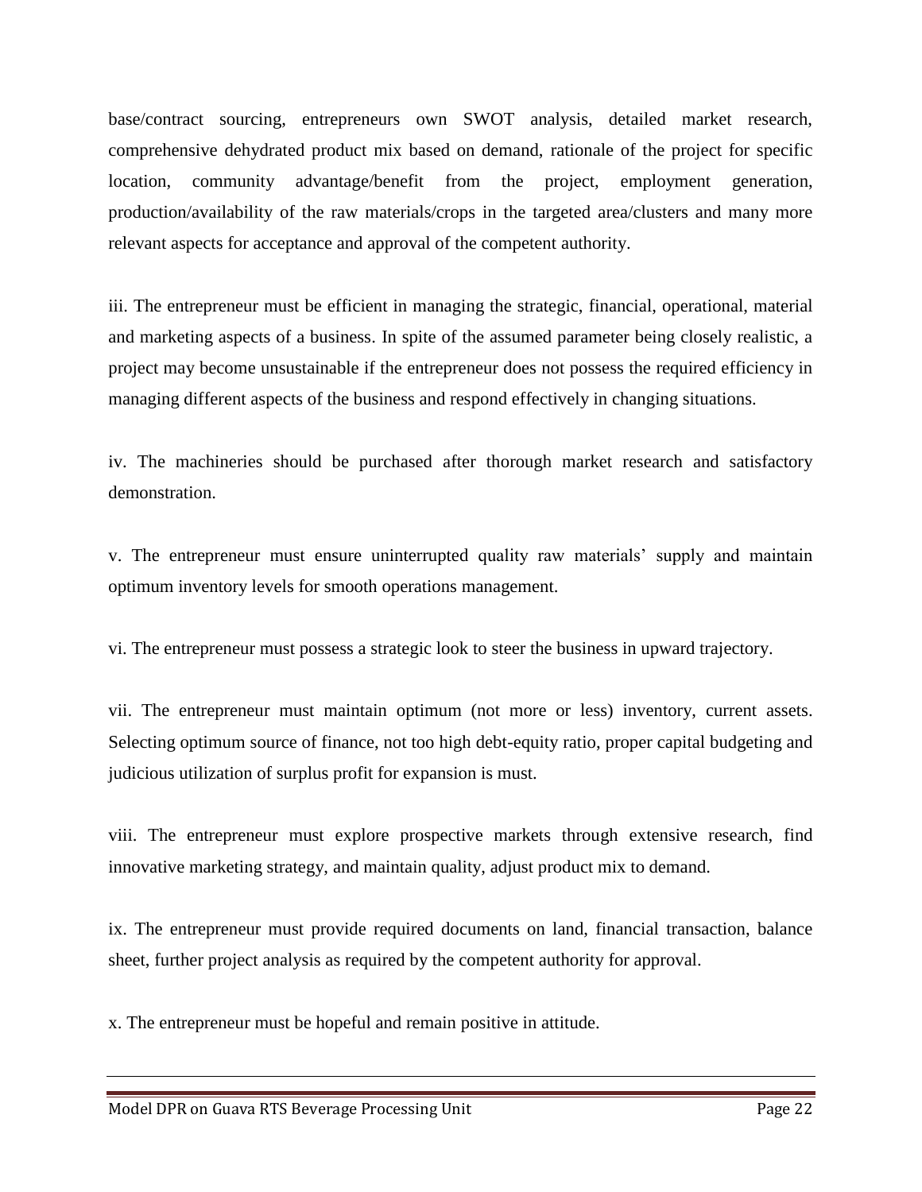base/contract sourcing, entrepreneurs own SWOT analysis, detailed market research, comprehensive dehydrated product mix based on demand, rationale of the project for specific location, community advantage/benefit from the project, employment generation, production/availability of the raw materials/crops in the targeted area/clusters and many more relevant aspects for acceptance and approval of the competent authority.

iii. The entrepreneur must be efficient in managing the strategic, financial, operational, material and marketing aspects of a business. In spite of the assumed parameter being closely realistic, a project may become unsustainable if the entrepreneur does not possess the required efficiency in managing different aspects of the business and respond effectively in changing situations.

iv. The machineries should be purchased after thorough market research and satisfactory demonstration.

v. The entrepreneur must ensure uninterrupted quality raw materials' supply and maintain optimum inventory levels for smooth operations management.

vi. The entrepreneur must possess a strategic look to steer the business in upward trajectory.

vii. The entrepreneur must maintain optimum (not more or less) inventory, current assets. Selecting optimum source of finance, not too high debt-equity ratio, proper capital budgeting and judicious utilization of surplus profit for expansion is must.

viii. The entrepreneur must explore prospective markets through extensive research, find innovative marketing strategy, and maintain quality, adjust product mix to demand.

ix. The entrepreneur must provide required documents on land, financial transaction, balance sheet, further project analysis as required by the competent authority for approval.

x. The entrepreneur must be hopeful and remain positive in attitude.